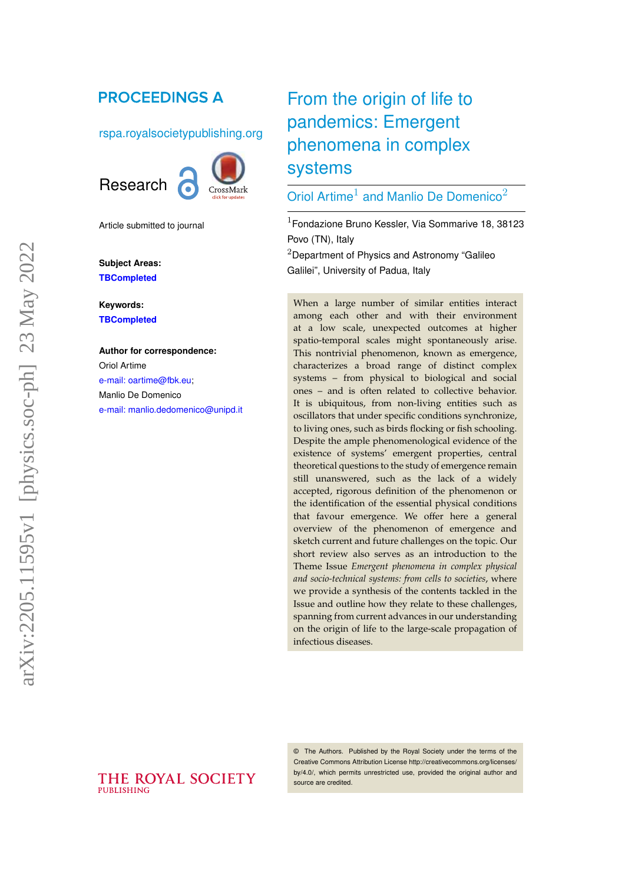# From the origin of life to pandemics: Emergent phenomena in complex systems

Oriol Artime[1] and Manlio De Domenico[2]

[1]Fondazione Bruno Kessler, Via Sommarive 18, 38123 Povo (TN), Italy

[2]Department of Physics and Astronomy "Galileo Galilei", University of Padua, Italy

**PROCEEDINGS A**

rspa.royalsocietypublishing.org

Research

Article submitted to journal

**Subject Areas:**

**TBCompleted**

**Keywords:**

**TBCompleted**

**Author for correspondence:**

Oriol Artime

e-mail: oartime@fbk.eu;

Manlio De Domenico

e-mail: manlio.dedomenico@unipd.it

When a large number of similar entities interact among each other and with their environment at a low scale, unexpected outcomes at higher spatio-temporal scales might spontaneously arise. This nontrivial phenomenon, known as emergence, characterizes a broad range of distinct complex systems – from physical to biological and social ones – and is often related to collective behavior. It is ubiquitous, from non-living entities such as oscillators that under specific conditions synchronize, to living ones, such as birds flocking or fish schooling. Despite the ample phenomenological evidence of the existence of systems' emergent properties, central theoretical questions to the study of emergence remain still unanswered, such as the lack of a widely accepted, rigorous definition of the phenomenon or the identification of the essential physical conditions that favour emergence. We offer here a general overview of the phenomenon of emergence and sketch current and future challenges on the topic. Our short review also serves as an introduction to the Theme Issue *Emergent phenomena in complex physical and socio-technical systems: from cells to societies*, where we provide a synthesis of the contents tackled in the Issue and outline how they relate to these challenges, spanning from current advances in our understanding on the origin of life to the large-scale propagation of infectious diseases.

© The Authors. Published by the Royal Society under the terms of the Creative Commons Attribution License http://creativecommons.org/licenses/by/4.0/, which permits unrestricted use, provided the original author and source are credited.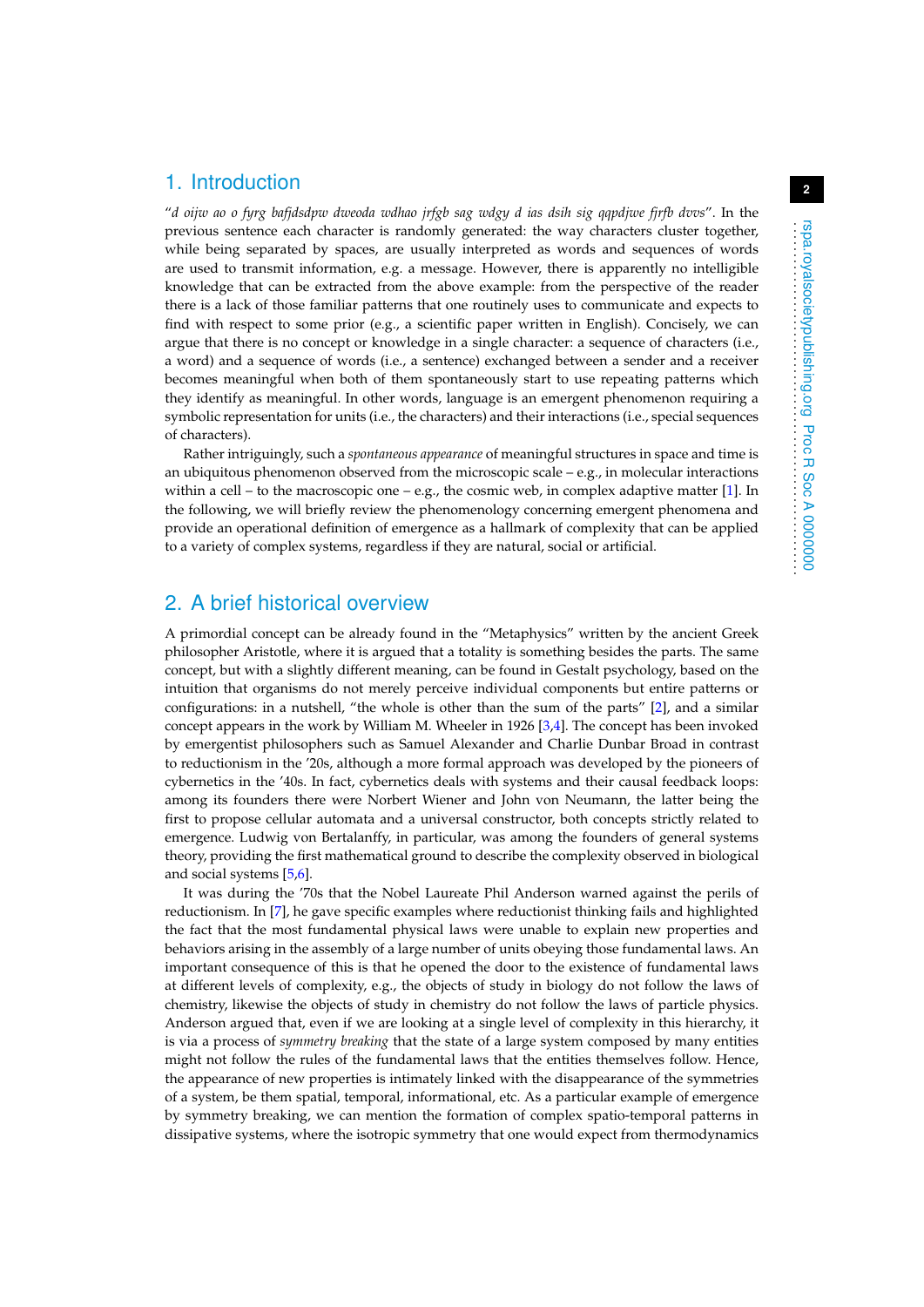## 1. Introduction

"*d oijw ao o fyrg bafjdsdpw dweoda wdhao jrfgb sag wdgy d ias dsih sig qqpdjwe fjrfb dvvs*". In the previous sentence each character is randomly generated: the way characters cluster together, while being separated by spaces, are usually interpreted as words and sequences of words are used to transmit information, e.g. a message. However, there is apparently no intelligible knowledge that can be extracted from the above example: from the perspective of the reader there is a lack of those familiar patterns that one routinely uses to communicate and expects to find with respect to some prior (e.g., a scientific paper written in English). Concisely, we can argue that there is no concept or knowledge in a single character: a sequence of characters (i.e., a word) and a sequence of words (i.e., a sentence) exchanged between a sender and a receiver becomes meaningful when both of them spontaneously start to use repeating patterns which they identify as meaningful. In other words, language is an emergent phenomenon requiring a symbolic representation for units (i.e., the characters) and their interactions (i.e., special sequences of characters).

Rather intriguingly, such a *spontaneous appearance* of meaningful structures in space and time is an ubiquitous phenomenon observed from the microscopic scale – e.g., in molecular interactions within a cell – to the macroscopic one – e.g., the cosmic web, in complex adaptive matter [1]. In the following, we will briefly review the phenomenology concerning emergent phenomena and provide an operational definition of emergence as a hallmark of complexity that can be applied to a variety of complex systems, regardless if they are natural, social or artificial.

## 2. A brief historical overview

A primordial concept can be already found in the "Metaphysics" written by the ancient Greek philosopher Aristotle, where it is argued that a totality is something besides the parts. The same concept, but with a slightly different meaning, can be found in Gestalt psychology, based on the intuition that organisms do not merely perceive individual components but entire patterns or configurations: in a nutshell, "the whole is other than the sum of the parts" [2], and a similar concept appears in the work by William M. Wheeler in 1926 [3,4]. The concept has been invoked by emergentist philosophers such as Samuel Alexander and Charlie Dunbar Broad in contrast to reductionism in the '20s, although a more formal approach was developed by the pioneers of cybernetics in the '40s. In fact, cybernetics deals with systems and their causal feedback loops: among its founders there were Norbert Wiener and John von Neumann, the latter being the first to propose cellular automata and a universal constructor, both concepts strictly related to emergence. Ludwig von Bertalanffy, in particular, was among the founders of general systems theory, providing the first mathematical ground to describe the complexity observed in biological and social systems [5,6].

It was during the '70s that the Nobel Laureate Phil Anderson warned against the perils of reductionism. In [7], he gave specific examples where reductionist thinking fails and highlighted the fact that the most fundamental physical laws were unable to explain new properties and behaviors arising in the assembly of a large number of units obeying those fundamental laws. An important consequence of this is that he opened the door to the existence of fundamental laws at different levels of complexity, e.g., the objects of study in biology do not follow the laws of chemistry, likewise the objects of study in chemistry do not follow the laws of particle physics. Anderson argued that, even if we are looking at a single level of complexity in this hierarchy, it is via a process of *symmetry breaking* that the state of a large system composed by many entities might not follow the rules of the fundamental laws that the entities themselves follow. Hence, the appearance of new properties is intimately linked with the disappearance of the symmetries of a system, be them spatial, temporal, informational, etc. As a particular example of emergence by symmetry breaking, we can mention the formation of complex spatio-temporal patterns in dissipative systems, where the isotropic symmetry that one would expect from thermodynamics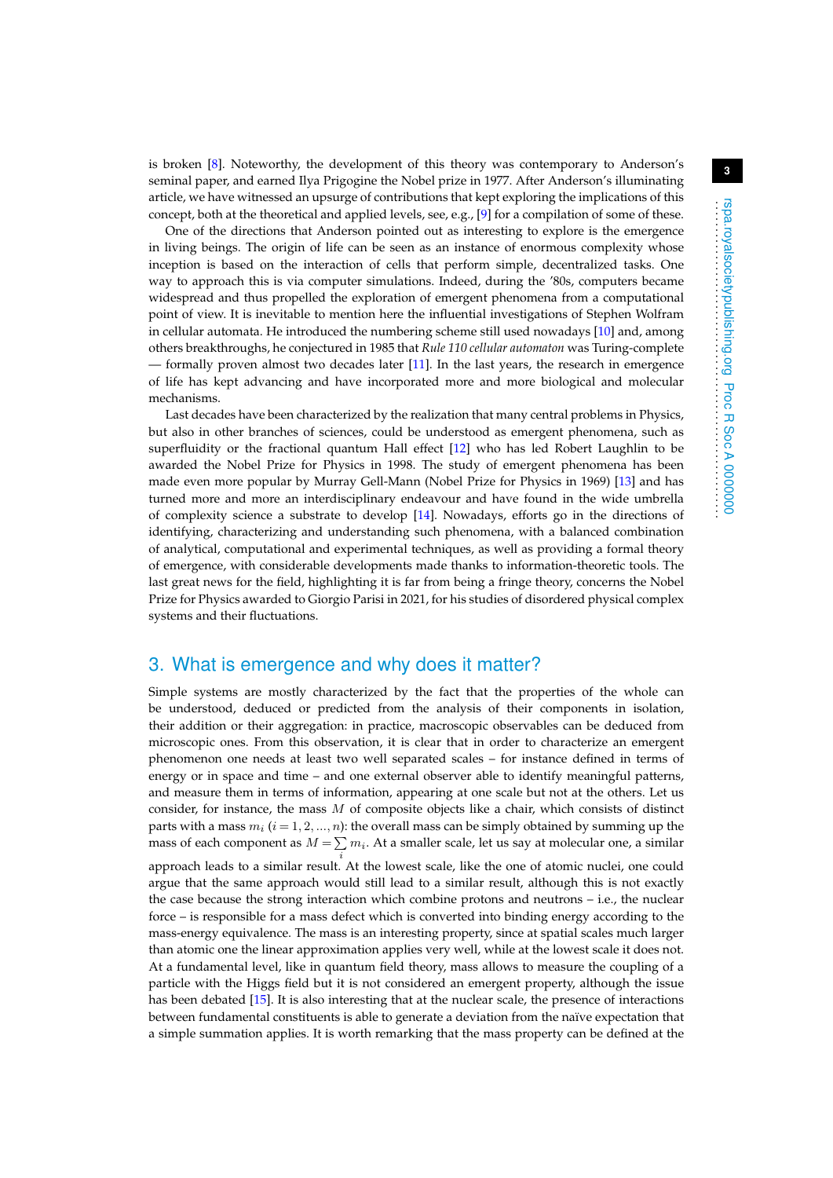is broken [8]. Noteworthy, the development of this theory was contemporary to Anderson's seminal paper, and earned Ilya Prigogine the Nobel prize in 1977. After Anderson's illuminating article, we have witnessed an upsurge of contributions that kept exploring the implications of this concept, both at the theoretical and applied levels, see, e.g., [9] for a compilation of some of these.

One of the directions that Anderson pointed out as interesting to explore is the emergence in living beings. The origin of life can be seen as an instance of enormous complexity whose inception is based on the interaction of cells that perform simple, decentralized tasks. One way to approach this is via computer simulations. Indeed, during the '80s, computers became widespread and thus propelled the exploration of emergent phenomena from a computational point of view. It is inevitable to mention here the influential investigations of Stephen Wolfram in cellular automata. He introduced the numbering scheme still used nowadays [10] and, among others breakthroughs, he conjectured in 1985 that *Rule 110 cellular automaton* was Turing-complete — formally proven almost two decades later [11]. In the last years, the research in emergence of life has kept advancing and have incorporated more and more biological and molecular mechanisms.

Last decades have been characterized by the realization that many central problems in Physics, but also in other branches of sciences, could be understood as emergent phenomena, such as superfluidity or the fractional quantum Hall effect [12] who has led Robert Laughlin to be awarded the Nobel Prize for Physics in 1998. The study of emergent phenomena has been made even more popular by Murray Gell-Mann (Nobel Prize for Physics in 1969) [13] and has turned more and more an interdisciplinary endeavour and have found in the wide umbrella of complexity science a substrate to develop [14]. Nowadays, efforts go in the directions of identifying, characterizing and understanding such phenomena, with a balanced combination of analytical, computational and experimental techniques, as well as providing a formal theory of emergence, with considerable developments made thanks to information-theoretic tools. The last great news for the field, highlighting it is far from being a fringe theory, concerns the Nobel Prize for Physics awarded to Giorgio Parisi in 2021, for his studies of disordered physical complex systems and their fluctuations.

## 3. What is emergence and why does it matter?

Simple systems are mostly characterized by the fact that the properties of the whole can be understood, deduced or predicted from the analysis of their components in isolation, their addition or their aggregation: in practice, macroscopic observables can be deduced from microscopic ones. From this observation, it is clear that in order to characterize an emergent phenomenon one needs at least two well separated scales – for instance defined in terms of energy or in space and time – and one external observer able to identify meaningful patterns, and measure them in terms of information, appearing at one scale but not at the others. Let us consider, for instance, the mass $M$ of composite objects like a chair, which consists of distinct parts with a mass $m_i$ ($i = 1, 2, ..., n$): the overall mass can be simply obtained by summing up the mass of each component as $M = \sum_i m_i$. At a smaller scale, let us say at molecular one, a similar approach leads to a similar result. At the lowest scale, like the one of atomic nuclei, one could argue that the same approach would still lead to a similar result, although this is not exactly the case because the strong interaction which combine protons and neutrons – i.e., the nuclear force – is responsible for a mass defect which is converted into binding energy according to the mass-energy equivalence. The mass is an interesting property, since at spatial scales much larger than atomic one the linear approximation applies very well, while at the lowest scale it does not. At a fundamental level, like in quantum field theory, mass allows to measure the coupling of a particle with the Higgs field but it is not considered an emergent property, although the issue has been debated [15]. It is also interesting that at the nuclear scale, the presence of interactions between fundamental constituents is able to generate a deviation from the naïve expectation that a simple summation applies. It is worth remarking that the mass property can be defined at the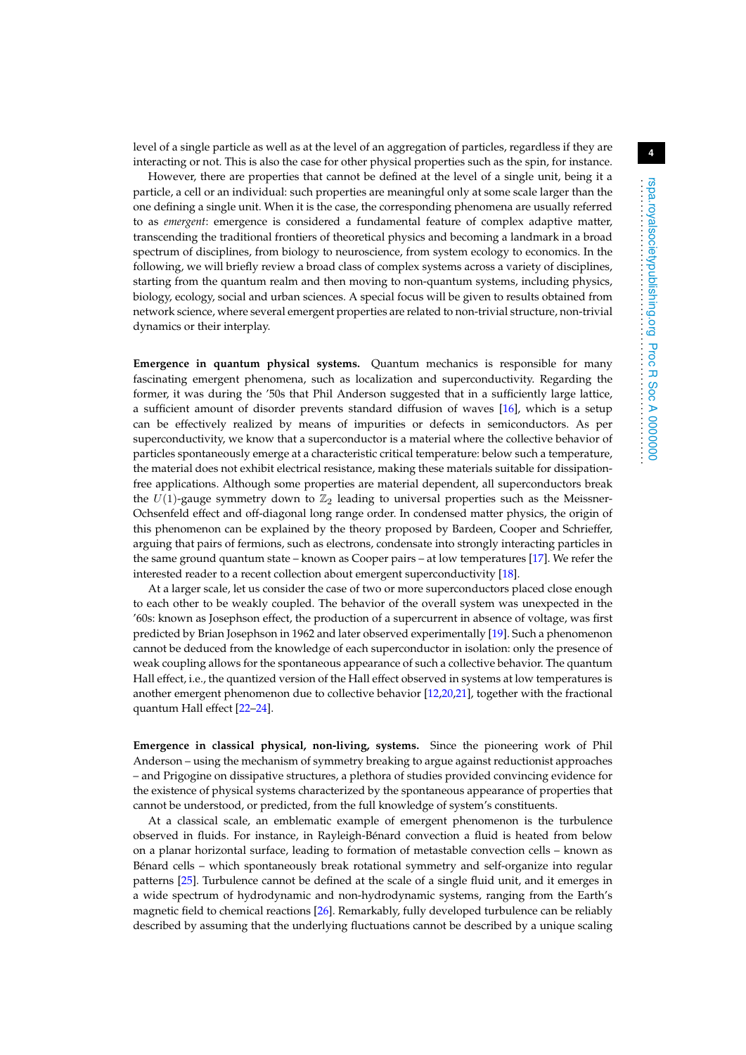level of a single particle as well as at the level of an aggregation of particles, regardless if they are interacting or not. This is also the case for other physical properties such as the spin, for instance.

However, there are properties that cannot be defined at the level of a single unit, being it a particle, a cell or an individual: such properties are meaningful only at some scale larger than the one defining a single unit. When it is the case, the corresponding phenomena are usually referred to as *emergent*: emergence is considered a fundamental feature of complex adaptive matter, transcending the traditional frontiers of theoretical physics and becoming a landmark in a broad spectrum of disciplines, from biology to neuroscience, from system ecology to economics. In the following, we will briefly review a broad class of complex systems across a variety of disciplines, starting from the quantum realm and then moving to non-quantum systems, including physics, biology, ecology, social and urban sciences. A special focus will be given to results obtained from network science, where several emergent properties are related to non-trivial structure, non-trivial dynamics or their interplay.

**Emergence in quantum physical systems.** Quantum mechanics is responsible for many fascinating emergent phenomena, such as localization and superconductivity. Regarding the former, it was during the '50s that Phil Anderson suggested that in a sufficiently large lattice, a sufficient amount of disorder prevents standard diffusion of waves [16], which is a setup can be effectively realized by means of impurities or defects in semiconductors. As per superconductivity, we know that a superconductor is a material where the collective behavior of particles spontaneously emerge at a characteristic critical temperature: below such a temperature, the material does not exhibit electrical resistance, making these materials suitable for dissipation-free applications. Although some properties are material dependent, all superconductors break the $U(1)$-gauge symmetry down to $\mathbb{Z}_2$ leading to universal properties such as the Meissner-Ochsenfeld effect and off-diagonal long range order. In condensed matter physics, the origin of this phenomenon can be explained by the theory proposed by Bardeen, Cooper and Schrieffer, arguing that pairs of fermions, such as electrons, condensate into strongly interacting particles in the same ground quantum state – known as Cooper pairs – at low temperatures [17]. We refer the interested reader to a recent collection about emergent superconductivity [18].

At a larger scale, let us consider the case of two or more superconductors placed close enough to each other to be weakly coupled. The behavior of the overall system was unexpected in the '60s: known as Josephson effect, the production of a supercurrent in absence of voltage, was first predicted by Brian Josephson in 1962 and later observed experimentally [19]. Such a phenomenon cannot be deduced from the knowledge of each superconductor in isolation: only the presence of weak coupling allows for the spontaneous appearance of such a collective behavior. The quantum Hall effect, i.e., the quantized version of the Hall effect observed in systems at low temperatures is another emergent phenomenon due to collective behavior [12,20,21], together with the fractional quantum Hall effect [22–24].

**Emergence in classical physical, non-living, systems.** Since the pioneering work of Phil Anderson – using the mechanism of symmetry breaking to argue against reductionist approaches – and Prigogine on dissipative structures, a plethora of studies provided convincing evidence for the existence of physical systems characterized by the spontaneous appearance of properties that cannot be understood, or predicted, from the full knowledge of system's constituents.

At a classical scale, an emblematic example of emergent phenomenon is the turbulence observed in fluids. For instance, in Rayleigh-Bénard convection a fluid is heated from below on a planar horizontal surface, leading to formation of metastable convection cells – known as Bénard cells – which spontaneously break rotational symmetry and self-organize into regular patterns [25]. Turbulence cannot be defined at the scale of a single fluid unit, and it emerges in a wide spectrum of hydrodynamic and non-hydrodynamic systems, ranging from the Earth's magnetic field to chemical reactions [26]. Remarkably, fully developed turbulence can be reliably described by assuming that the underlying fluctuations cannot be described by a unique scaling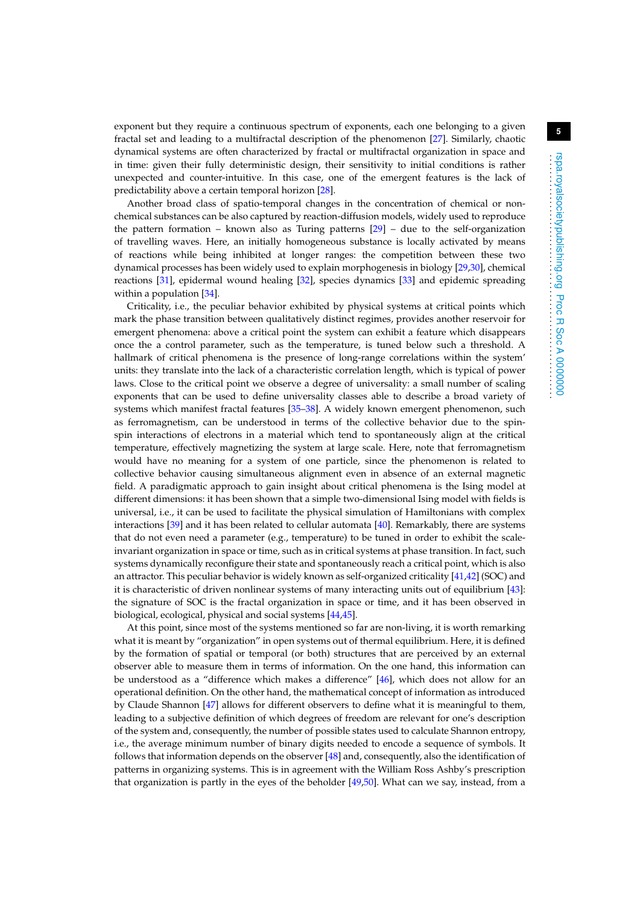exponent but they require a continuous spectrum of exponents, each one belonging to a given fractal set and leading to a multifractal description of the phenomenon [27]. Similarly, chaotic dynamical systems are often characterized by fractal or multifractal organization in space and in time: given their fully deterministic design, their sensitivity to initial conditions is rather unexpected and counter-intuitive. In this case, one of the emergent features is the lack of predictability above a certain temporal horizon [28].

Another broad class of spatio-temporal changes in the concentration of chemical or non-chemical substances can be also captured by reaction-diffusion models, widely used to reproduce the pattern formation – known also as Turing patterns [29] – due to the self-organization of travelling waves. Here, an initially homogeneous substance is locally activated by means of reactions while being inhibited at longer ranges: the competition between these two dynamical processes has been widely used to explain morphogenesis in biology [29,30], chemical reactions [31], epidermal wound healing [32], species dynamics [33] and epidemic spreading within a population [34].

Criticality, i.e., the peculiar behavior exhibited by physical systems at critical points which mark the phase transition between qualitatively distinct regimes, provides another reservoir for emergent phenomena: above a critical point the system can exhibit a feature which disappears once the a control parameter, such as the temperature, is tuned below such a threshold. A hallmark of critical phenomena is the presence of long-range correlations within the system' units: they translate into the lack of a characteristic correlation length, which is typical of power laws. Close to the critical point we observe a degree of universality: a small number of scaling exponents that can be used to define universality classes able to describe a broad variety of systems which manifest fractal features [35–38]. A widely known emergent phenomenon, such as ferromagnetism, can be understood in terms of the collective behavior due to the spin-spin interactions of electrons in a material which tend to spontaneously align at the critical temperature, effectively magnetizing the system at large scale. Here, note that ferromagnetism would have no meaning for a system of one particle, since the phenomenon is related to collective behavior causing simultaneous alignment even in absence of an external magnetic field. A paradigmatic approach to gain insight about critical phenomena is the Ising model at different dimensions: it has been shown that a simple two-dimensional Ising model with fields is universal, i.e., it can be used to facilitate the physical simulation of Hamiltonians with complex interactions [39] and it has been related to cellular automata [40]. Remarkably, there are systems that do not even need a parameter (e.g., temperature) to be tuned in order to exhibit the scale-invariant organization in space or time, such as in critical systems at phase transition. In fact, such systems dynamically reconfigure their state and spontaneously reach a critical point, which is also an attractor. This peculiar behavior is widely known as self-organized criticality [41,42] (SOC) and it is characteristic of driven nonlinear systems of many interacting units out of equilibrium [43]: the signature of SOC is the fractal organization in space or time, and it has been observed in biological, ecological, physical and social systems [44,45].

At this point, since most of the systems mentioned so far are non-living, it is worth remarking what it is meant by "organization" in open systems out of thermal equilibrium. Here, it is defined by the formation of spatial or temporal (or both) structures that are perceived by an external observer able to measure them in terms of information. On the one hand, this information can be understood as a "difference which makes a difference" [46], which does not allow for an operational definition. On the other hand, the mathematical concept of information as introduced by Claude Shannon [47] allows for different observers to define what it is meaningful to them, leading to a subjective definition of which degrees of freedom are relevant for one's description of the system and, consequently, the number of possible states used to calculate Shannon entropy, i.e., the average minimum number of binary digits needed to encode a sequence of symbols. It follows that information depends on the observer [48] and, consequently, also the identification of patterns in organizing systems. This is in agreement with the William Ross Ashby's prescription that organization is partly in the eyes of the beholder [49,50]. What can we say, instead, from a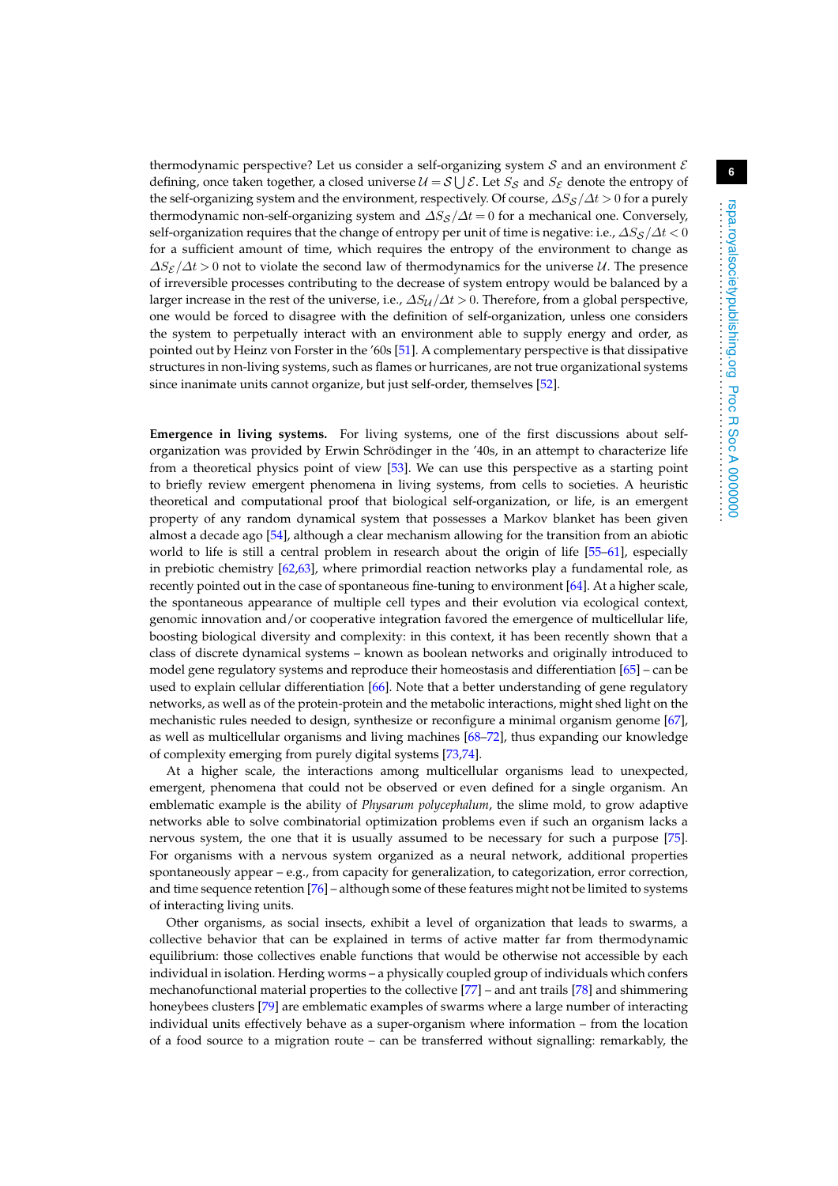thermodynamic perspective? Let us consider a self-organizing system $\mathcal{S}$ and an environment $\mathcal{E}$ defining, once taken together, a closed universe $\mathcal{U} = \mathcal{S} \bigcup \mathcal{E}$. Let $S_{\mathcal{S}}$ and $S_{\mathcal{E}}$ denote the entropy of the self-organizing system and the environment, respectively. Of course, $\Delta S_{\mathcal{S}}/\Delta t > 0$ for a purely thermodynamic non-self-organizing system and $\Delta S_{\mathcal{S}}/\Delta t = 0$ for a mechanical one. Conversely, self-organization requires that the change of entropy per unit of time is negative: i.e., $\Delta S_{\mathcal{S}}/\Delta t < 0$ for a sufficient amount of time, which requires the entropy of the environment to change as $\Delta S_{\mathcal{E}}/\Delta t > 0$ not to violate the second law of thermodynamics for the universe $\mathcal{U}$. The presence of irreversible processes contributing to the decrease of system entropy would be balanced by a larger increase in the rest of the universe, i.e., $\Delta S_{\mathcal{U}}/\Delta t > 0$. Therefore, from a global perspective, one would be forced to disagree with the definition of self-organization, unless one considers the system to perpetually interact with an environment able to supply energy and order, as pointed out by Heinz von Forster in the '60s [51]. A complementary perspective is that dissipative structures in non-living systems, such as flames or hurricanes, are not true organizational systems since inanimate units cannot organize, but just self-order, themselves [52].

**Emergence in living systems.** For living systems, one of the first discussions about self-organization was provided by Erwin Schrödinger in the '40s, in an attempt to characterize life from a theoretical physics point of view [53]. We can use this perspective as a starting point to briefly review emergent phenomena in living systems, from cells to societies. A heuristic theoretical and computational proof that biological self-organization, or life, is an emergent property of any random dynamical system that possesses a Markov blanket has been given almost a decade ago [54], although a clear mechanism allowing for the transition from an abiotic world to life is still a central problem in research about the origin of life [55–61], especially in prebiotic chemistry [62,63], where primordial reaction networks play a fundamental role, as recently pointed out in the case of spontaneous fine-tuning to environment [64]. At a higher scale, the spontaneous appearance of multiple cell types and their evolution via ecological context, genomic innovation and/or cooperative integration favored the emergence of multicellular life, boosting biological diversity and complexity: in this context, it has been recently shown that a class of discrete dynamical systems – known as boolean networks and originally introduced to model gene regulatory systems and reproduce their homeostasis and differentiation [65] – can be used to explain cellular differentiation [66]. Note that a better understanding of gene regulatory networks, as well as of the protein-protein and the metabolic interactions, might shed light on the mechanistic rules needed to design, synthesize or reconfigure a minimal organism genome [67], as well as multicellular organisms and living machines [68–72], thus expanding our knowledge of complexity emerging from purely digital systems [73,74].

At a higher scale, the interactions among multicellular organisms lead to unexpected, emergent, phenomena that could not be observed or even defined for a single organism. An emblematic example is the ability of *Physarum polycephalum*, the slime mold, to grow adaptive networks able to solve combinatorial optimization problems even if such an organism lacks a nervous system, the one that it is usually assumed to be necessary for such a purpose [75]. For organisms with a nervous system organized as a neural network, additional properties spontaneously appear – e.g., from capacity for generalization, to categorization, error correction, and time sequence retention [76] – although some of these features might not be limited to systems of interacting living units.

Other organisms, as social insects, exhibit a level of organization that leads to swarms, a collective behavior that can be explained in terms of active matter far from thermodynamic equilibrium: those collectives enable functions that would be otherwise not accessible by each individual in isolation. Herding worms – a physically coupled group of individuals which confers mechanofunctional material properties to the collective [77] – and ant trails [78] and shimmering honeybees clusters [79] are emblematic examples of swarms where a large number of interacting individual units effectively behave as a super-organism where information – from the location of a food source to a migration route – can be transferred without signalling: remarkably, the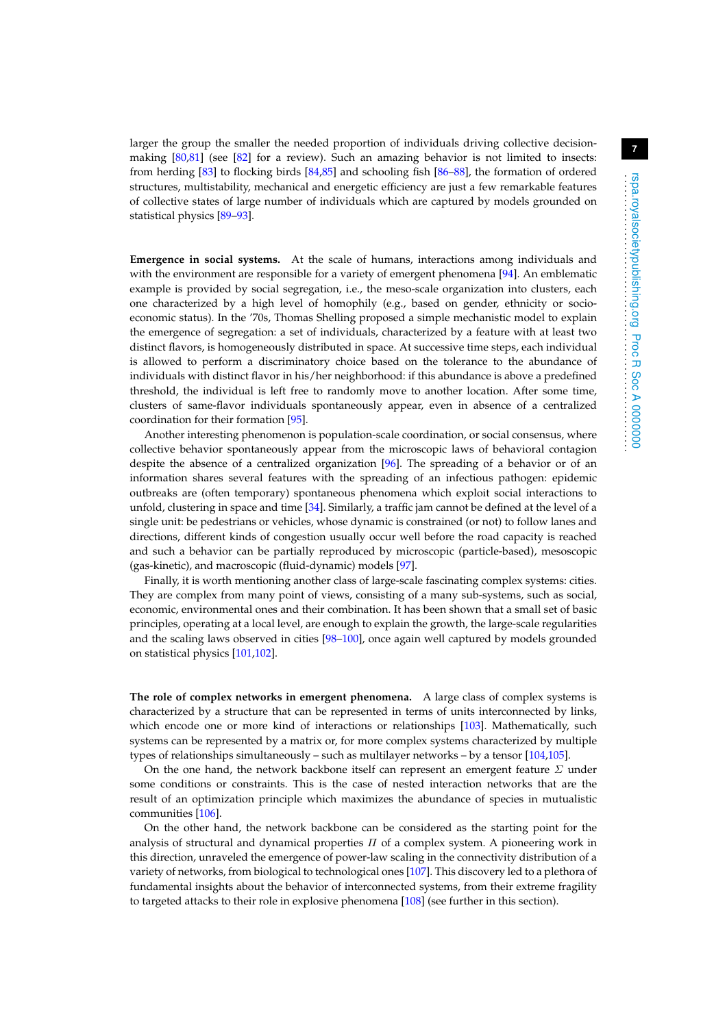larger the group the smaller the needed proportion of individuals driving collective decision-making [80,81] (see [82] for a review). Such an amazing behavior is not limited to insects: from herding [83] to flocking birds [84,85] and schooling fish [86–88], the formation of ordered structures, multistability, mechanical and energetic efficiency are just a few remarkable features of collective states of large number of individuals which are captured by models grounded on statistical physics [89–93].

**Emergence in social systems.** At the scale of humans, interactions among individuals and with the environment are responsible for a variety of emergent phenomena [94]. An emblematic example is provided by social segregation, i.e., the meso-scale organization into clusters, each one characterized by a high level of homophily (e.g., based on gender, ethnicity or socio-economic status). In the '70s, Thomas Shelling proposed a simple mechanistic model to explain the emergence of segregation: a set of individuals, characterized by a feature with at least two distinct flavors, is homogeneously distributed in space. At successive time steps, each individual is allowed to perform a discriminatory choice based on the tolerance to the abundance of individuals with distinct flavor in his/her neighborhood: if this abundance is above a predefined threshold, the individual is left free to randomly move to another location. After some time, clusters of same-flavor individuals spontaneously appear, even in absence of a centralized coordination for their formation [95].

Another interesting phenomenon is population-scale coordination, or social consensus, where collective behavior spontaneously appear from the microscopic laws of behavioral contagion despite the absence of a centralized organization [96]. The spreading of a behavior or of an information shares several features with the spreading of an infectious pathogen: epidemic outbreaks are (often temporary) spontaneous phenomena which exploit social interactions to unfold, clustering in space and time [34]. Similarly, a traffic jam cannot be defined at the level of a single unit: be pedestrians or vehicles, whose dynamic is constrained (or not) to follow lanes and directions, different kinds of congestion usually occur well before the road capacity is reached and such a behavior can be partially reproduced by microscopic (particle-based), mesoscopic (gas-kinetic), and macroscopic (fluid-dynamic) models [97].

Finally, it is worth mentioning another class of large-scale fascinating complex systems: cities. They are complex from many point of views, consisting of a many sub-systems, such as social, economic, environmental ones and their combination. It has been shown that a small set of basic principles, operating at a local level, are enough to explain the growth, the large-scale regularities and the scaling laws observed in cities [98–100], once again well captured by models grounded on statistical physics [101,102].

**The role of complex networks in emergent phenomena.** A large class of complex systems is characterized by a structure that can be represented in terms of units interconnected by links, which encode one or more kind of interactions or relationships [103]. Mathematically, such systems can be represented by a matrix or, for more complex systems characterized by multiple types of relationships simultaneously – such as multilayer networks – by a tensor [104,105].

On the one hand, the network backbone itself can represent an emergent feature $\Sigma$ under some conditions or constraints. This is the case of nested interaction networks that are the result of an optimization principle which maximizes the abundance of species in mutualistic communities [106].

On the other hand, the network backbone can be considered as the starting point for the analysis of structural and dynamical properties $\Pi$ of a complex system. A pioneering work in this direction, unraveled the emergence of power-law scaling in the connectivity distribution of a variety of networks, from biological to technological ones [107]. This discovery led to a plethora of fundamental insights about the behavior of interconnected systems, from their extreme fragility to targeted attacks to their role in explosive phenomena [108] (see further in this section).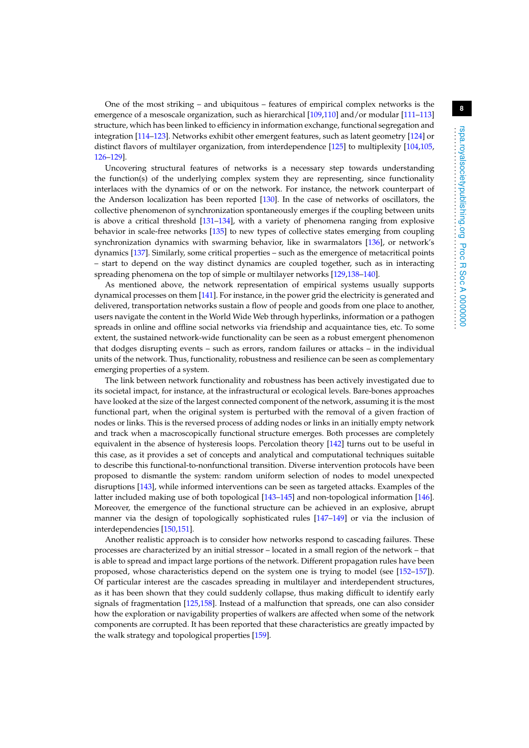One of the most striking – and ubiquitous – features of empirical complex networks is the emergence of a mesoscale organization, such as hierarchical [109,110] and/or modular [111–113] structure, which has been linked to efficiency in information exchange, functional segregation and integration [114–123]. Networks exhibit other emergent features, such as latent geometry [124] or distinct flavors of multilayer organization, from interdependence [125] to multiplexity [104,105, 126–129].

Uncovering structural features of networks is a necessary step towards understanding the function(s) of the underlying complex system they are representing, since functionality interlaces with the dynamics of or on the network. For instance, the network counterpart of the Anderson localization has been reported [130]. In the case of networks of oscillators, the collective phenomenon of synchronization spontaneously emerges if the coupling between units is above a critical threshold [131–134], with a variety of phenomena ranging from explosive behavior in scale-free networks [135] to new types of collective states emerging from coupling synchronization dynamics with swarming behavior, like in swarmalators [136], or network's dynamics [137]. Similarly, some critical properties – such as the emergence of metacritical points – start to depend on the way distinct dynamics are coupled together, such as in interacting spreading phenomena on the top of simple or multilayer networks [129,138–140].

As mentioned above, the network representation of empirical systems usually supports dynamical processes on them [141]. For instance, in the power grid the electricity is generated and delivered, transportation networks sustain a flow of people and goods from one place to another, users navigate the content in the World Wide Web through hyperlinks, information or a pathogen spreads in online and offline social networks via friendship and acquaintance ties, etc. To some extent, the sustained network-wide functionality can be seen as a robust emergent phenomenon that dodges disrupting events – such as errors, random failures or attacks – in the individual units of the network. Thus, functionality, robustness and resilience can be seen as complementary emerging properties of a system.

The link between network functionality and robustness has been actively investigated due to its societal impact, for instance, at the infrastructural or ecological levels. Bare-bones approaches have looked at the size of the largest connected component of the network, assuming it is the most functional part, when the original system is perturbed with the removal of a given fraction of nodes or links. This is the reversed process of adding nodes or links in an initially empty network and track when a macroscopically functional structure emerges. Both processes are completely equivalent in the absence of hysteresis loops. Percolation theory [142] turns out to be useful in this case, as it provides a set of concepts and analytical and computational techniques suitable to describe this functional-to-nonfunctional transition. Diverse intervention protocols have been proposed to dismantle the system: random uniform selection of nodes to model unexpected disruptions [143], while informed interventions can be seen as targeted attacks. Examples of the latter included making use of both topological [143–145] and non-topological information [146]. Moreover, the emergence of the functional structure can be achieved in an explosive, abrupt manner via the design of topologically sophisticated rules [147–149] or via the inclusion of interdependencies [150,151].

Another realistic approach is to consider how networks respond to cascading failures. These processes are characterized by an initial stressor – located in a small region of the network – that is able to spread and impact large portions of the network. Different propagation rules have been proposed, whose characteristics depend on the system one is trying to model (see [152–157]). Of particular interest are the cascades spreading in multilayer and interdependent structures, as it has been shown that they could suddenly collapse, thus making difficult to identify early signals of fragmentation [125,158]. Instead of a malfunction that spreads, one can also consider how the exploration or navigability properties of walkers are affected when some of the network components are corrupted. It has been reported that these characteristics are greatly impacted by the walk strategy and topological properties [159].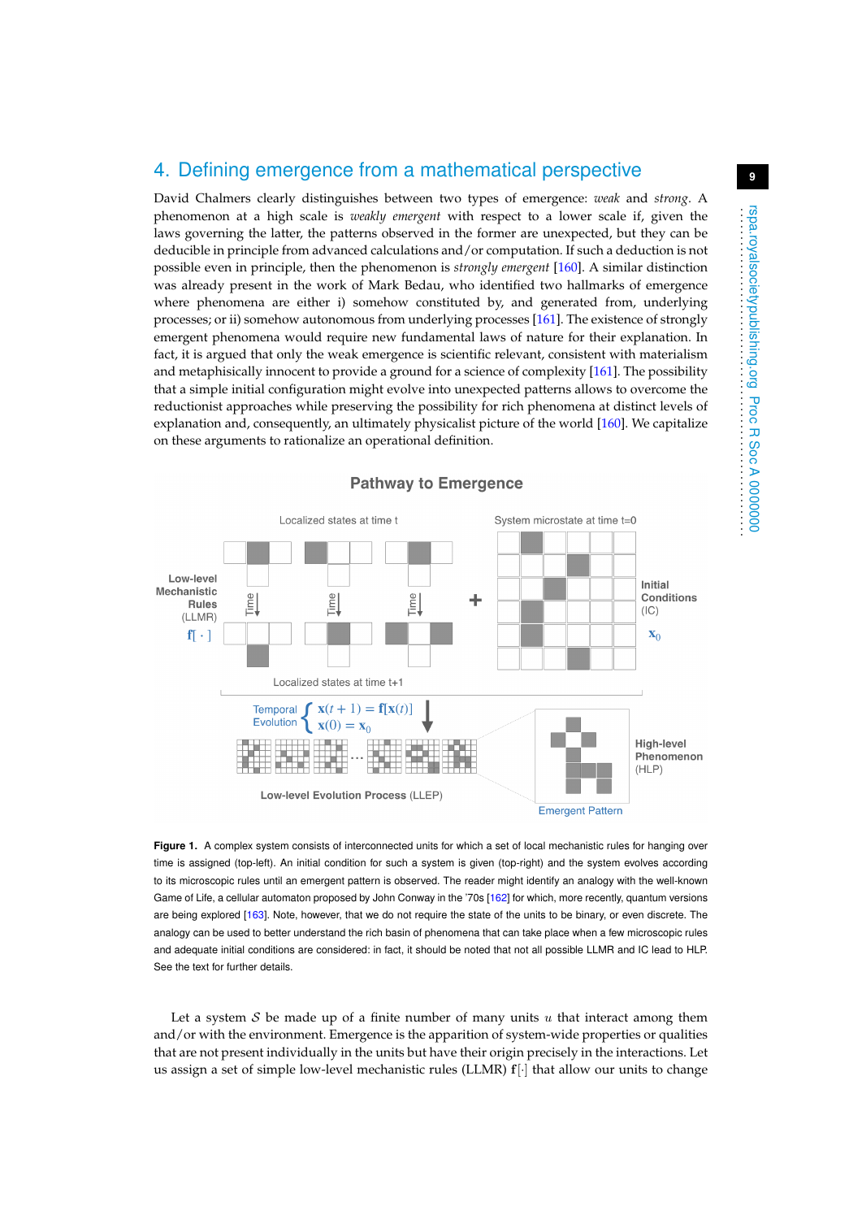## 4. Defining emergence from a mathematical perspective

David Chalmers clearly distinguishes between two types of emergence: *weak* and *strong*. A phenomenon at a high scale is *weakly emergent* with respect to a lower scale if, given the laws governing the latter, the patterns observed in the former are unexpected, but they can be deducible in principle from advanced calculations and/or computation. If such a deduction is not possible even in principle, then the phenomenon is *strongly emergent* [160]. A similar distinction was already present in the work of Mark Bedau, who identified two hallmarks of emergence where phenomena are either i) somehow constituted by, and generated from, underlying processes; or ii) somehow autonomous from underlying processes [161]. The existence of strongly emergent phenomena would require new fundamental laws of nature for their explanation. In fact, it is argued that only the weak emergence is scientific relevant, consistent with materialism and metaphisically innocent to provide a ground for a science of complexity [161]. The possibility that a simple initial configuration might evolve into unexpected patterns allows to overcome the reductionist approaches while preserving the possibility for rich phenomena at distinct levels of explanation and, consequently, an ultimately physicalist picture of the world [160]. We capitalize on these arguments to rationalize an operational definition.

**Figure 1.** A complex system consists of interconnected units for which a set of local mechanistic rules for hanging over time is assigned (top-left). An initial condition for such a system is given (top-right) and the system evolves according to its microscopic rules until an emergent pattern is observed. The reader might identify an analogy with the well-known Game of Life, a cellular automaton proposed by John Conway in the '70s [162] for which, more recently, quantum versions are being explored [163]. Note, however, that we do not require the state of the units to be binary, or even discrete. The analogy can be used to better understand the rich basin of phenomena that can take place when a few microscopic rules and adequate initial conditions are considered: in fact, it should be noted that not all possible LLMR and IC lead to HLP. See the text for further details.

Let a system $\mathcal{S}$ be made up of a finite number of many units $u$ that interact among them and/or with the environment. Emergence is the apparition of system-wide properties or qualities that are not present individually in the units but have their origin precisely in the interactions. Let us assign a set of simple low-level mechanistic rules (LLMR) $\mathbf{f}[\cdot]$ that allow our units to change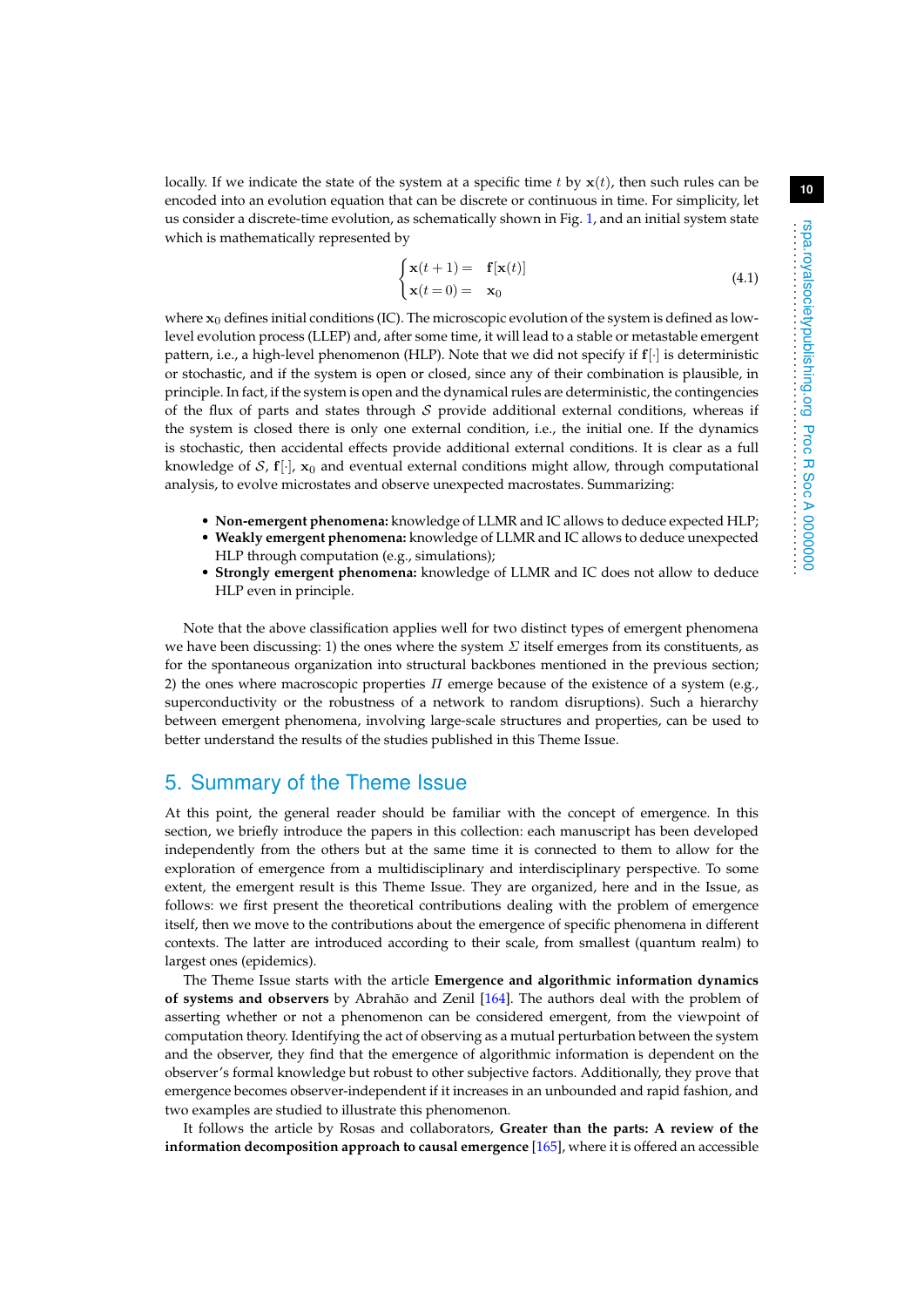locally. If we indicate the state of the system at a specific time $t$ by $\mathbf{x}(t)$, then such rules can be encoded into an evolution equation that can be discrete or continuous in time. For simplicity, let us consider a discrete-time evolution, as schematically shown in Fig. 1, and an initial system state which is mathematically represented by

$$\begin{cases} \mathbf{x}(t+1) = & \mathbf{f}[\mathbf{x}(t)] \\ \mathbf{x}(t=0) = & \mathbf{x}_0 \end{cases} \tag{4.1}$$

where $\mathbf{x}_0$ defines initial conditions (IC). The microscopic evolution of the system is defined as low-level evolution process (LLEP) and, after some time, it will lead to a stable or metastable emergent pattern, i.e., a high-level phenomenon (HLP). Note that we did not specify if $\mathbf{f}[\cdot]$ is deterministic or stochastic, and if the system is open or closed, since any of their combination is plausible, in principle. In fact, if the system is open and the dynamical rules are deterministic, the contingencies of the flux of parts and states through $\mathcal{S}$ provide additional external conditions, whereas if the system is closed there is only one external condition, i.e., the initial one. If the dynamics is stochastic, then accidental effects provide additional external conditions. It is clear as a full knowledge of $\mathcal{S}$, $\mathbf{f}[\cdot]$, $\mathbf{x}_0$ and eventual external conditions might allow, through computational analysis, to evolve microstates and observe unexpected macrostates. Summarizing:

- **Non-emergent phenomena:** knowledge of LLMR and IC allows to deduce expected HLP;
- **Weakly emergent phenomena:** knowledge of LLMR and IC allows to deduce unexpected HLP through computation (e.g., simulations);
- **Strongly emergent phenomena:** knowledge of LLMR and IC does not allow to deduce HLP even in principle.

Note that the above classification applies well for two distinct types of emergent phenomena we have been discussing: 1) the ones where the system $\Sigma$ itself emerges from its constituents, as for the spontaneous organization into structural backbones mentioned in the previous section; 2) the ones where macroscopic properties $\Pi$ emerge because of the existence of a system (e.g., superconductivity or the robustness of a network to random disruptions). Such a hierarchy between emergent phenomena, involving large-scale structures and properties, can be used to better understand the results of the studies published in this Theme Issue.

## 5. Summary of the Theme Issue

At this point, the general reader should be familiar with the concept of emergence. In this section, we briefly introduce the papers in this collection: each manuscript has been developed independently from the others but at the same time it is connected to them to allow for the exploration of emergence from a multidisciplinary and interdisciplinary perspective. To some extent, the emergent result is this Theme Issue. They are organized, here and in the Issue, as follows: we first present the theoretical contributions dealing with the problem of emergence itself, then we move to the contributions about the emergence of specific phenomena in different contexts. The latter are introduced according to their scale, from smallest (quantum realm) to largest ones (epidemics).

The Theme Issue starts with the article **Emergence and algorithmic information dynamics of systems and observers** by Abrahão and Zenil [164]. The authors deal with the problem of asserting whether or not a phenomenon can be considered emergent, from the viewpoint of computation theory. Identifying the act of observing as a mutual perturbation between the system and the observer, they find that the emergence of algorithmic information is dependent on the observer's formal knowledge but robust to other subjective factors. Additionally, they prove that emergence becomes observer-independent if it increases in an unbounded and rapid fashion, and two examples are studied to illustrate this phenomenon.

It follows the article by Rosas and collaborators, **Greater than the parts: A review of the information decomposition approach to causal emergence** [165], where it is offered an accessible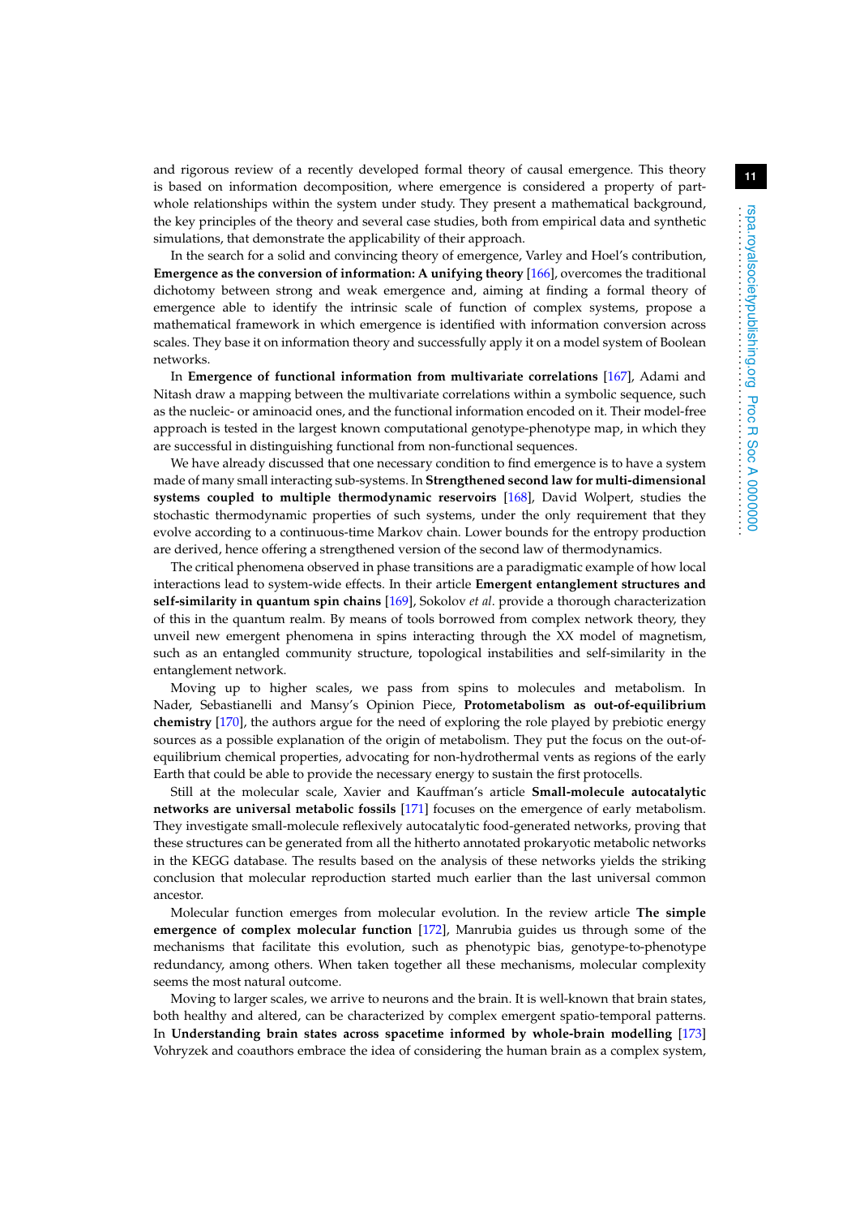and rigorous review of a recently developed formal theory of causal emergence. This theory is based on information decomposition, where emergence is considered a property of part-whole relationships within the system under study. They present a mathematical background, the key principles of the theory and several case studies, both from empirical data and synthetic simulations, that demonstrate the applicability of their approach.

In the search for a solid and convincing theory of emergence, Varley and Hoel's contribution, **Emergence as the conversion of information: A unifying theory** [166], overcomes the traditional dichotomy between strong and weak emergence and, aiming at finding a formal theory of emergence able to identify the intrinsic scale of function of complex systems, propose a mathematical framework in which emergence is identified with information conversion across scales. They base it on information theory and successfully apply it on a model system of Boolean networks.

In **Emergence of functional information from multivariate correlations** [167], Adami and Nitash draw a mapping between the multivariate correlations within a symbolic sequence, such as the nucleic- or aminoacid ones, and the functional information encoded on it. Their model-free approach is tested in the largest known computational genotype-phenotype map, in which they are successful in distinguishing functional from non-functional sequences.

We have already discussed that one necessary condition to find emergence is to have a system made of many small interacting sub-systems. In **Strengthened second law for multi-dimensional systems coupled to multiple thermodynamic reservoirs** [168], David Wolpert, studies the stochastic thermodynamic properties of such systems, under the only requirement that they evolve according to a continuous-time Markov chain. Lower bounds for the entropy production are derived, hence offering a strengthened version of the second law of thermodynamics.

The critical phenomena observed in phase transitions are a paradigmatic example of how local interactions lead to system-wide effects. In their article **Emergent entanglement structures and self-similarity in quantum spin chains** [169], Sokolov *et al*. provide a thorough characterization of this in the quantum realm. By means of tools borrowed from complex network theory, they unveil new emergent phenomena in spins interacting through the XX model of magnetism, such as an entangled community structure, topological instabilities and self-similarity in the entanglement network.

Moving up to higher scales, we pass from spins to molecules and metabolism. In Nader, Sebastianelli and Mansy's Opinion Piece, **Protometabolism as out-of-equilibrium chemistry** [170], the authors argue for the need of exploring the role played by prebiotic energy sources as a possible explanation of the origin of metabolism. They put the focus on the out-of-equilibrium chemical properties, advocating for non-hydrothermal vents as regions of the early Earth that could be able to provide the necessary energy to sustain the first protocells.

Still at the molecular scale, Xavier and Kauffman's article **Small-molecule autocatalytic networks are universal metabolic fossils** [171] focuses on the emergence of early metabolism. They investigate small-molecule reflexively autocatalytic food-generated networks, proving that these structures can be generated from all the hitherto annotated prokaryotic metabolic networks in the KEGG database. The results based on the analysis of these networks yields the striking conclusion that molecular reproduction started much earlier than the last universal common ancestor.

Molecular function emerges from molecular evolution. In the review article **The simple emergence of complex molecular function** [172], Manrubia guides us through some of the mechanisms that facilitate this evolution, such as phenotypic bias, genotype-to-phenotype redundancy, among others. When taken together all these mechanisms, molecular complexity seems the most natural outcome.

Moving to larger scales, we arrive to neurons and the brain. It is well-known that brain states, both healthy and altered, can be characterized by complex emergent spatio-temporal patterns. In **Understanding brain states across spacetime informed by whole-brain modelling** [173] Vohryzek and coauthors embrace the idea of considering the human brain as a complex system,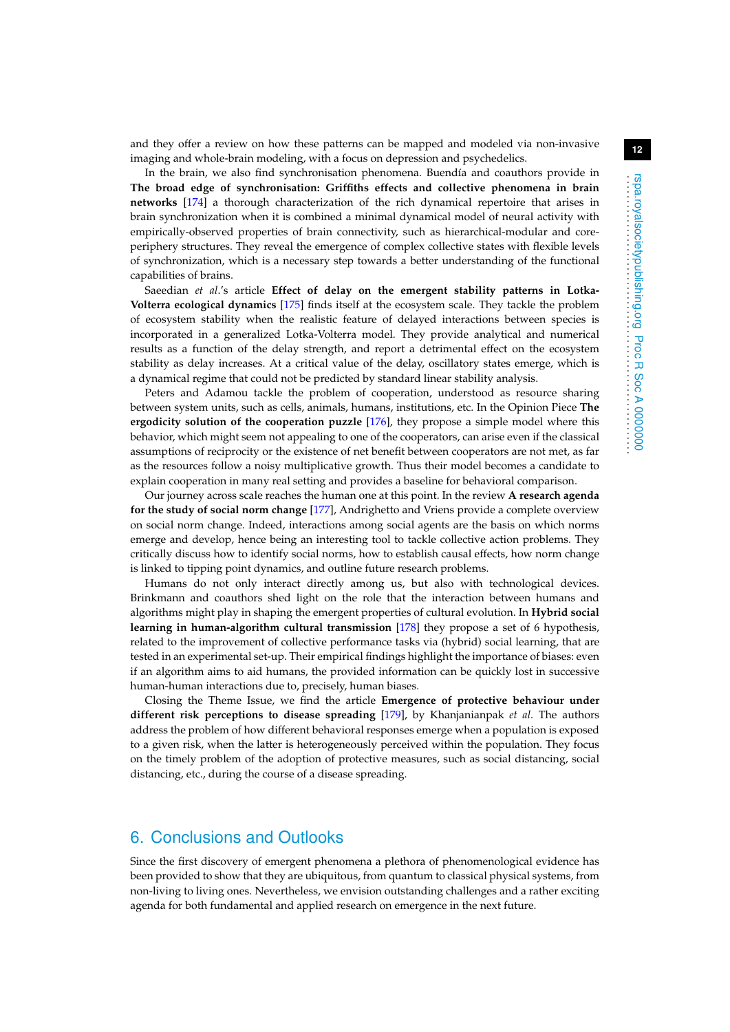and they offer a review on how these patterns can be mapped and modeled via non-invasive imaging and whole-brain modeling, with a focus on depression and psychedelics.

In the brain, we also find synchronisation phenomena. Buendía and coauthors provide in **The broad edge of synchronisation: Griffiths effects and collective phenomena in brain networks** [174] a thorough characterization of the rich dynamical repertoire that arises in brain synchronization when it is combined a minimal dynamical model of neural activity with empirically-observed properties of brain connectivity, such as hierarchical-modular and core-periphery structures. They reveal the emergence of complex collective states with flexible levels of synchronization, which is a necessary step towards a better understanding of the functional capabilities of brains.

Saeedian *et al.*'s article **Effect of delay on the emergent stability patterns in Lotka-Volterra ecological dynamics** [175] finds itself at the ecosystem scale. They tackle the problem of ecosystem stability when the realistic feature of delayed interactions between species is incorporated in a generalized Lotka-Volterra model. They provide analytical and numerical results as a function of the delay strength, and report a detrimental effect on the ecosystem stability as delay increases. At a critical value of the delay, oscillatory states emerge, which is a dynamical regime that could not be predicted by standard linear stability analysis.

Peters and Adamou tackle the problem of cooperation, understood as resource sharing between system units, such as cells, animals, humans, institutions, etc. In the Opinion Piece **The ergodicity solution of the cooperation puzzle** [176], they propose a simple model where this behavior, which might seem not appealing to one of the cooperators, can arise even if the classical assumptions of reciprocity or the existence of net benefit between cooperators are not met, as far as the resources follow a noisy multiplicative growth. Thus their model becomes a candidate to explain cooperation in many real setting and provides a baseline for behavioral comparison.

Our journey across scale reaches the human one at this point. In the review **A research agenda for the study of social norm change** [177], Andrighetto and Vriens provide a complete overview on social norm change. Indeed, interactions among social agents are the basis on which norms emerge and develop, hence being an interesting tool to tackle collective action problems. They critically discuss how to identify social norms, how to establish causal effects, how norm change is linked to tipping point dynamics, and outline future research problems.

Humans do not only interact directly among us, but also with technological devices. Brinkmann and coauthors shed light on the role that the interaction between humans and algorithms might play in shaping the emergent properties of cultural evolution. In **Hybrid social learning in human-algorithm cultural transmission** [178] they propose a set of 6 hypothesis, related to the improvement of collective performance tasks via (hybrid) social learning, that are tested in an experimental set-up. Their empirical findings highlight the importance of biases: even if an algorithm aims to aid humans, the provided information can be quickly lost in successive human-human interactions due to, precisely, human biases.

Closing the Theme Issue, we find the article **Emergence of protective behaviour under different risk perceptions to disease spreading** [179], by Khanjanianpak *et al.* The authors address the problem of how different behavioral responses emerge when a population is exposed to a given risk, when the latter is heterogeneously perceived within the population. They focus on the timely problem of the adoption of protective measures, such as social distancing, social distancing, etc., during the course of a disease spreading.

## 6. Conclusions and Outlooks

Since the first discovery of emergent phenomena a plethora of phenomenological evidence has been provided to show that they are ubiquitous, from quantum to classical physical systems, from non-living to living ones. Nevertheless, we envision outstanding challenges and a rather exciting agenda for both fundamental and applied research on emergence in the next future.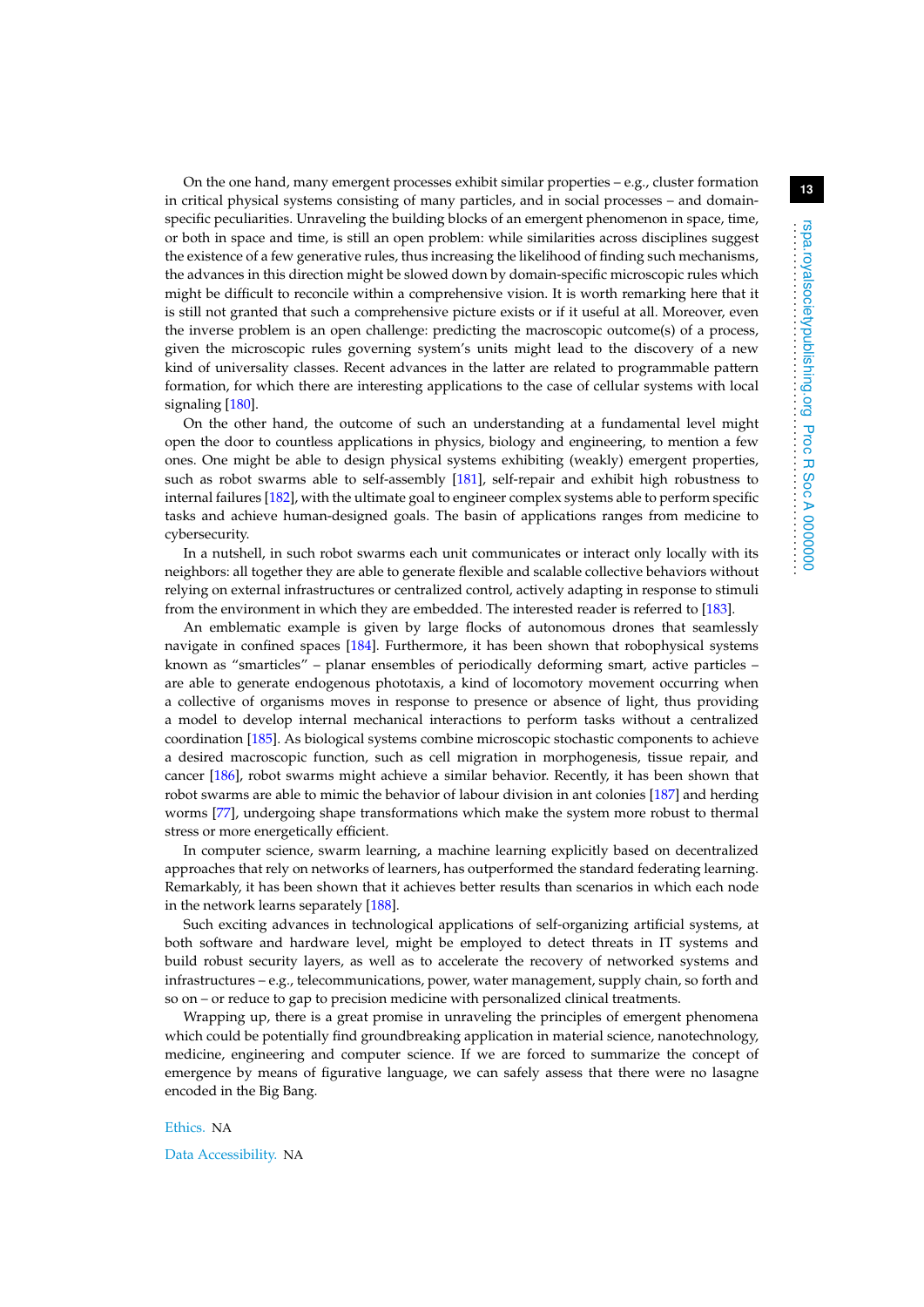On the one hand, many emergent processes exhibit similar properties – e.g., cluster formation in critical physical systems consisting of many particles, and in social processes – and domain-specific peculiarities. Unraveling the building blocks of an emergent phenomenon in space, time, or both in space and time, is still an open problem: while similarities across disciplines suggest the existence of a few generative rules, thus increasing the likelihood of finding such mechanisms, the advances in this direction might be slowed down by domain-specific microscopic rules which might be difficult to reconcile within a comprehensive vision. It is worth remarking here that it is still not granted that such a comprehensive picture exists or if it useful at all. Moreover, even the inverse problem is an open challenge: predicting the macroscopic outcome(s) of a process, given the microscopic rules governing system's units might lead to the discovery of a new kind of universality classes. Recent advances in the latter are related to programmable pattern formation, for which there are interesting applications to the case of cellular systems with local signaling [180].

On the other hand, the outcome of such an understanding at a fundamental level might open the door to countless applications in physics, biology and engineering, to mention a few ones. One might be able to design physical systems exhibiting (weakly) emergent properties, such as robot swarms able to self-assembly [181], self-repair and exhibit high robustness to internal failures [182], with the ultimate goal to engineer complex systems able to perform specific tasks and achieve human-designed goals. The basin of applications ranges from medicine to cybersecurity.

In a nutshell, in such robot swarms each unit communicates or interact only locally with its neighbors: all together they are able to generate flexible and scalable collective behaviors without relying on external infrastructures or centralized control, actively adapting in response to stimuli from the environment in which they are embedded. The interested reader is referred to [183].

An emblematic example is given by large flocks of autonomous drones that seamlessly navigate in confined spaces [184]. Furthermore, it has been shown that robophysical systems known as "smarticles" – planar ensembles of periodically deforming smart, active particles – are able to generate endogenous phototaxis, a kind of locomotory movement occurring when a collective of organisms moves in response to presence or absence of light, thus providing a model to develop internal mechanical interactions to perform tasks without a centralized coordination [185]. As biological systems combine microscopic stochastic components to achieve a desired macroscopic function, such as cell migration in morphogenesis, tissue repair, and cancer [186], robot swarms might achieve a similar behavior. Recently, it has been shown that robot swarms are able to mimic the behavior of labour division in ant colonies [187] and herding worms [77], undergoing shape transformations which make the system more robust to thermal stress or more energetically efficient.

In computer science, swarm learning, a machine learning explicitly based on decentralized approaches that rely on networks of learners, has outperformed the standard federating learning. Remarkably, it has been shown that it achieves better results than scenarios in which each node in the network learns separately [188].

Such exciting advances in technological applications of self-organizing artificial systems, at both software and hardware level, might be employed to detect threats in IT systems and build robust security layers, as well as to accelerate the recovery of networked systems and infrastructures – e.g., telecommunications, power, water management, supply chain, so forth and so on – or reduce to gap to precision medicine with personalized clinical treatments.

Wrapping up, there is a great promise in unraveling the principles of emergent phenomena which could be potentially find groundbreaking application in material science, nanotechnology, medicine, engineering and computer science. If we are forced to summarize the concept of emergence by means of figurative language, we can safely assess that there were no lasagne encoded in the Big Bang.

Ethics. NA

Data Accessibility. NA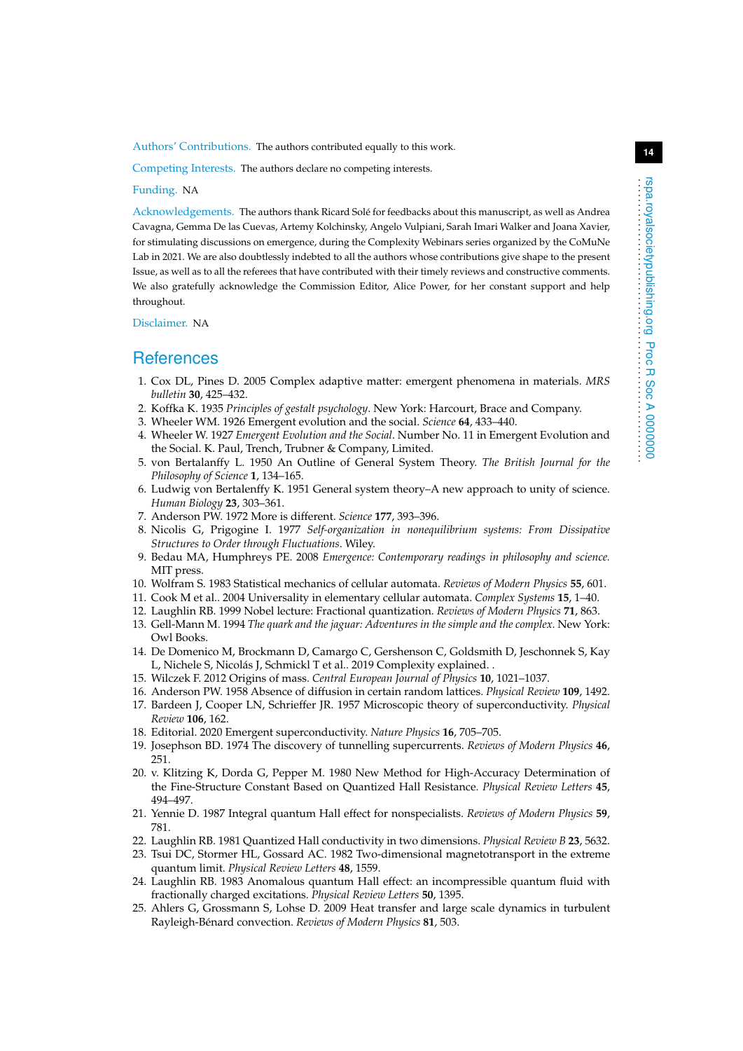**Authors' Contributions.** The authors contributed equally to this work.

**Competing Interests.** The authors declare no competing interests.

**Funding.** NA

**Acknowledgements.** The authors thank Ricard Solé for feedbacks about this manuscript, as well as Andrea Cavagna, Gemma De las Cuevas, Artemy Kolchinsky, Angelo Vulpiani, Sarah Imari Walker and Joana Xavier, for stimulating discussions on emergence, during the Complexity Webinars series organized by the CoMuNe Lab in 2021. We are also doubtlessly indebted to all the authors whose contributions give shape to the present Issue, as well as to all the referees that have contributed with their timely reviews and constructive comments. We also gratefully acknowledge the Commission Editor, Alice Power, for her constant support and help throughout.

**Disclaimer.** NA

# References

1. Cox DL, Pines D. 2005 Complex adaptive matter: emergent phenomena in materials. *MRS bulletin* **30**, 425–432.
2. Koffka K. 1935 *Principles of gestalt psychology*. New York: Harcourt, Brace and Company.
3. Wheeler WM. 1926 Emergent evolution and the social. *Science* **64**, 433–440.
4. Wheeler W. 1927 *Emergent Evolution and the Social*. Number No. 11 in Emergent Evolution and the Social. K. Paul, Trench, Trubner & Company, Limited.
5. von Bertalanffy L. 1950 An Outline of General System Theory. *The British Journal for the Philosophy of Science* **1**, 134–165.
6. Ludwig von Bertalenffy K. 1951 General system theory–A new approach to unity of science. *Human Biology* **23**, 303–361.
7. Anderson PW. 1972 More is different. *Science* **177**, 393–396.
8. Nicolis G, Prigogine I. 1977 *Self-organization in nonequilibrium systems: From Dissipative Structures to Order through Fluctuations*. Wiley.
9. Bedau MA, Humphreys PE. 2008 *Emergence: Contemporary readings in philosophy and science.* MIT press.
10. Wolfram S. 1983 Statistical mechanics of cellular automata. *Reviews of Modern Physics* **55**, 601.
11. Cook M et al.. 2004 Universality in elementary cellular automata. *Complex Systems* **15**, 1–40.
12. Laughlin RB. 1999 Nobel lecture: Fractional quantization. *Reviews of Modern Physics* **71**, 863.
13. Gell-Mann M. 1994 *The quark and the jaguar: Adventures in the simple and the complex*. New York: Owl Books.
14. De Domenico M, Brockmann D, Camargo C, Gershenson C, Goldsmith D, Jeschonnek S, Kay L, Nichele S, Nicolás J, Schmickl T et al.. 2019 Complexity explained. .
15. Wilczek F. 2012 Origins of mass. *Central European Journal of Physics* **10**, 1021–1037.
16. Anderson PW. 1958 Absence of diffusion in certain random lattices. *Physical Review* **109**, 1492.
17. Bardeen J, Cooper LN, Schrieffer JR. 1957 Microscopic theory of superconductivity. *Physical Review* **106**, 162.
18. Editorial. 2020 Emergent superconductivity. *Nature Physics* **16**, 705–705.
19. Josephson BD. 1974 The discovery of tunnelling supercurrents. *Reviews of Modern Physics* **46**, 251.
20. v. Klitzing K, Dorda G, Pepper M. 1980 New Method for High-Accuracy Determination of the Fine-Structure Constant Based on Quantized Hall Resistance. *Physical Review Letters* **45**, 494–497.
21. Yennie D. 1987 Integral quantum Hall effect for nonspecialists. *Reviews of Modern Physics* **59**, 781.
22. Laughlin RB. 1981 Quantized Hall conductivity in two dimensions. *Physical Review B* **23**, 5632.
23. Tsui DC, Stormer HL, Gossard AC. 1982 Two-dimensional magnetotransport in the extreme quantum limit. *Physical Review Letters* **48**, 1559.
24. Laughlin RB. 1983 Anomalous quantum Hall effect: an incompressible quantum fluid with fractionally charged excitations. *Physical Review Letters* **50**, 1395.
25. Ahlers G, Grossmann S, Lohse D. 2009 Heat transfer and large scale dynamics in turbulent Rayleigh-Bénard convection. *Reviews of Modern Physics* **81**, 503.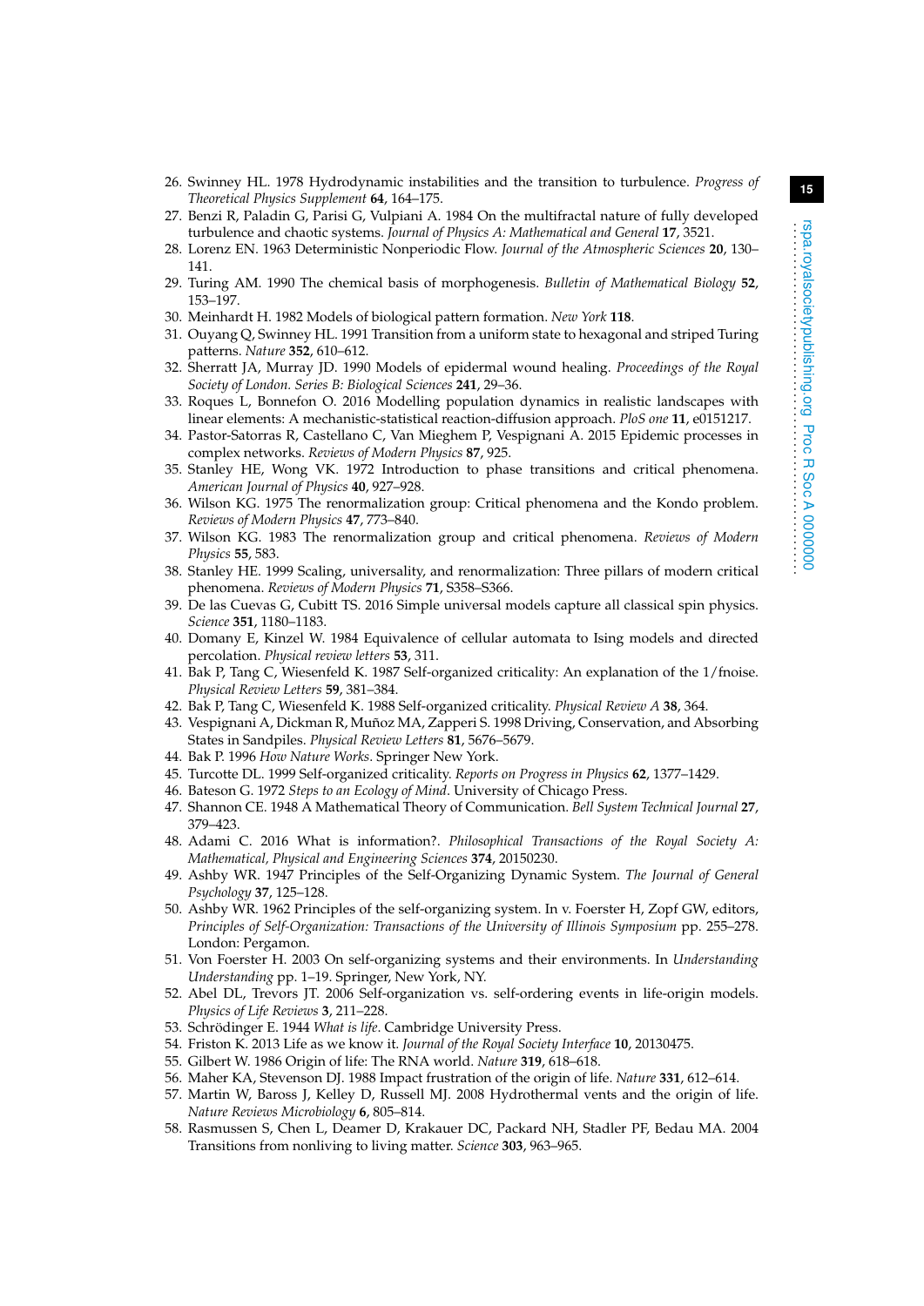26. Swinney HL. 1978 Hydrodynamic instabilities and the transition to turbulence. *Progress of Theoretical Physics Supplement* **64**, 164–175.
27. Benzi R, Paladin G, Parisi G, Vulpiani A. 1984 On the multifractal nature of fully developed turbulence and chaotic systems. *Journal of Physics A: Mathematical and General* **17**, 3521.
28. Lorenz EN. 1963 Deterministic Nonperiodic Flow. *Journal of the Atmospheric Sciences* **20**, 130–141.
29. Turing AM. 1990 The chemical basis of morphogenesis. *Bulletin of Mathematical Biology* **52**, 153–197.
30. Meinhardt H. 1982 Models of biological pattern formation. *New York* **118**.
31. Ouyang Q, Swinney HL. 1991 Transition from a uniform state to hexagonal and striped Turing patterns. *Nature* **352**, 610–612.
32. Sherratt JA, Murray JD. 1990 Models of epidermal wound healing. *Proceedings of the Royal Society of London. Series B: Biological Sciences* **241**, 29–36.
33. Roques L, Bonnefon O. 2016 Modelling population dynamics in realistic landscapes with linear elements: A mechanistic-statistical reaction-diffusion approach. *PloS one* **11**, e0151217.
34. Pastor-Satorras R, Castellano C, Van Mieghem P, Vespignani A. 2015 Epidemic processes in complex networks. *Reviews of Modern Physics* **87**, 925.
35. Stanley HE, Wong VK. 1972 Introduction to phase transitions and critical phenomena. *American Journal of Physics* **40**, 927–928.
36. Wilson KG. 1975 The renormalization group: Critical phenomena and the Kondo problem. *Reviews of Modern Physics* **47**, 773–840.
37. Wilson KG. 1983 The renormalization group and critical phenomena. *Reviews of Modern Physics* **55**, 583.
38. Stanley HE. 1999 Scaling, universality, and renormalization: Three pillars of modern critical phenomena. *Reviews of Modern Physics* **71**, S358–S366.
39. De las Cuevas G, Cubitt TS. 2016 Simple universal models capture all classical spin physics. *Science* **351**, 1180–1183.
40. Domany E, Kinzel W. 1984 Equivalence of cellular automata to Ising models and directed percolation. *Physical review letters* **53**, 311.
41. Bak P, Tang C, Wiesenfeld K. 1987 Self-organized criticality: An explanation of the 1/fnoise. *Physical Review Letters* **59**, 381–384.
42. Bak P, Tang C, Wiesenfeld K. 1988 Self-organized criticality. *Physical Review A* **38**, 364.
43. Vespignani A, Dickman R, Muñoz MA, Zapperi S. 1998 Driving, Conservation, and Absorbing States in Sandpiles. *Physical Review Letters* **81**, 5676–5679.
44. Bak P. 1996 *How Nature Works*. Springer New York.
45. Turcotte DL. 1999 Self-organized criticality. *Reports on Progress in Physics* **62**, 1377–1429.
46. Bateson G. 1972 *Steps to an Ecology of Mind*. University of Chicago Press.
47. Shannon CE. 1948 A Mathematical Theory of Communication. *Bell System Technical Journal* **27**, 379–423.
48. Adami C. 2016 What is information?. *Philosophical Transactions of the Royal Society A: Mathematical, Physical and Engineering Sciences* **374**, 20150230.
49. Ashby WR. 1947 Principles of the Self-Organizing Dynamic System. *The Journal of General Psychology* **37**, 125–128.
50. Ashby WR. 1962 Principles of the self-organizing system. In v. Foerster H, Zopf GW, editors, *Principles of Self-Organization: Transactions of the University of Illinois Symposium* pp. 255–278. London: Pergamon.
51. Von Foerster H. 2003 On self-organizing systems and their environments. In *Understanding Understanding* pp. 1–19. Springer, New York, NY.
52. Abel DL, Trevors JT. 2006 Self-organization vs. self-ordering events in life-origin models. *Physics of Life Reviews* **3**, 211–228.
53. Schrödinger E. 1944 *What is life*. Cambridge University Press.
54. Friston K. 2013 Life as we know it. *Journal of the Royal Society Interface* **10**, 20130475.
55. Gilbert W. 1986 Origin of life: The RNA world. *Nature* **319**, 618–618.
56. Maher KA, Stevenson DJ. 1988 Impact frustration of the origin of life. *Nature* **331**, 612–614.
57. Martin W, Baross J, Kelley D, Russell MJ. 2008 Hydrothermal vents and the origin of life. *Nature Reviews Microbiology* **6**, 805–814.
58. Rasmussen S, Chen L, Deamer D, Krakauer DC, Packard NH, Stadler PF, Bedau MA. 2004 Transitions from nonliving to living matter. *Science* **303**, 963–965.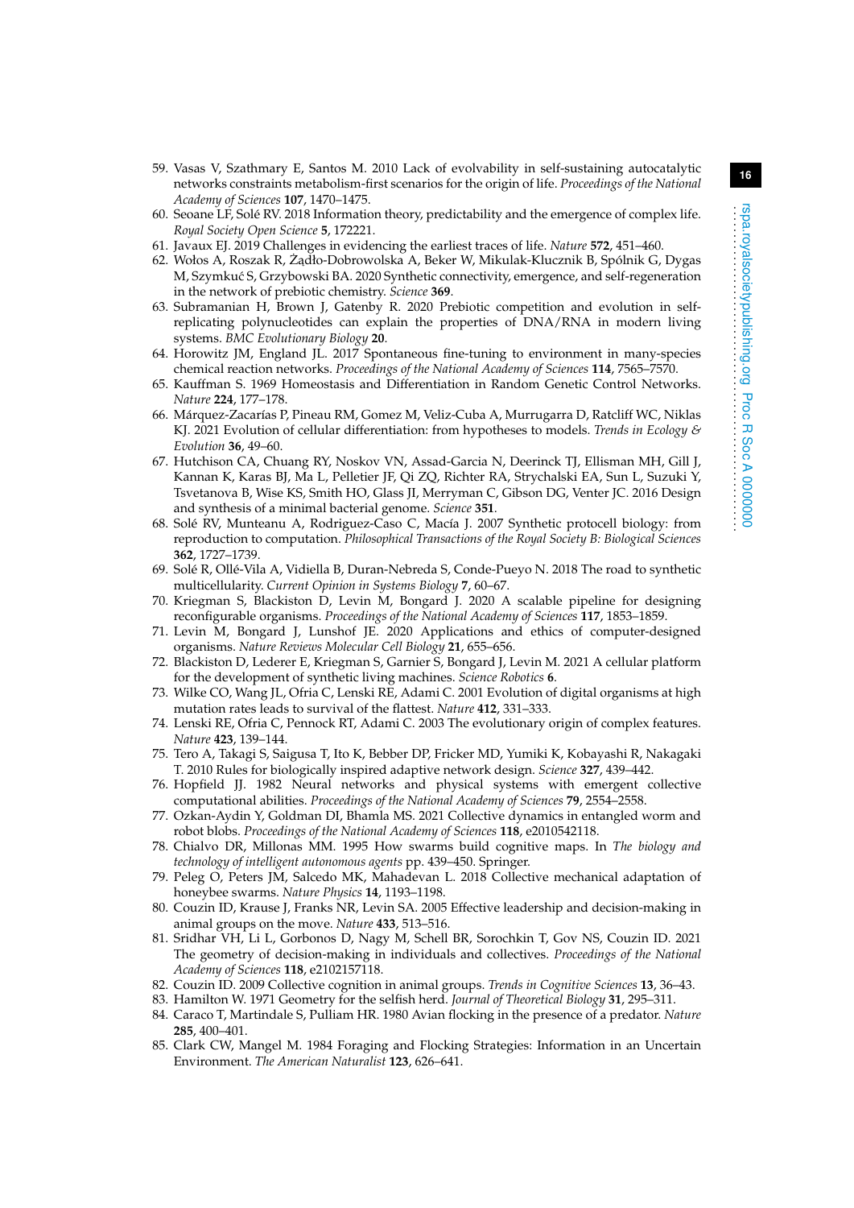59. Vasas V, Szathmary E, Santos M. 2010 Lack of evolvability in self-sustaining autocatalytic networks constraints metabolism-first scenarios for the origin of life. *Proceedings of the National Academy of Sciences* **107**, 1470–1475.
60. Seoane LF, Solé RV. 2018 Information theory, predictability and the emergence of complex life. *Royal Society Open Science* **5**, 172221.
61. Javaux EJ. 2019 Challenges in evidencing the earliest traces of life. *Nature* **572**, 451–460.
62. Wołos A, Roszak R, Żądło-Dobrowolska A, Beker W, Mikulak-Klucznik B, Spólnik G, Dygas M, Szymkuć S, Grzybowski BA. 2020 Synthetic connectivity, emergence, and self-regeneration in the network of prebiotic chemistry. *Science* **369**.
63. Subramanian H, Brown J, Gatenby R. 2020 Prebiotic competition and evolution in self-replicating polynucleotides can explain the properties of DNA/RNA in modern living systems. *BMC Evolutionary Biology* **20**.
64. Horowitz JM, England JL. 2017 Spontaneous fine-tuning to environment in many-species chemical reaction networks. *Proceedings of the National Academy of Sciences* **114**, 7565–7570.
65. Kauffman S. 1969 Homeostasis and Differentiation in Random Genetic Control Networks. *Nature* **224**, 177–178.
66. Márquez-Zacarías P, Pineau RM, Gomez M, Veliz-Cuba A, Murrugarra D, Ratcliff WC, Niklas KJ. 2021 Evolution of cellular differentiation: from hypotheses to models. *Trends in Ecology & Evolution* **36**, 49–60.
67. Hutchison CA, Chuang RY, Noskov VN, Assad-Garcia N, Deerinck TJ, Ellisman MH, Gill J, Kannan K, Karas BJ, Ma L, Pelletier JF, Qi ZQ, Richter RA, Strychalski EA, Sun L, Suzuki Y, Tsvetanova B, Wise KS, Smith HO, Glass JI, Merryman C, Gibson DG, Venter JC. 2016 Design and synthesis of a minimal bacterial genome. *Science* **351**.
68. Solé RV, Munteanu A, Rodriguez-Caso C, Macía J. 2007 Synthetic protocell biology: from reproduction to computation. *Philosophical Transactions of the Royal Society B: Biological Sciences* **362**, 1727–1739.
69. Solé R, Ollé-Vila A, Vidiella B, Duran-Nebreda S, Conde-Pueyo N. 2018 The road to synthetic multicellularity. *Current Opinion in Systems Biology* **7**, 60–67.
70. Kriegman S, Blackiston D, Levin M, Bongard J. 2020 A scalable pipeline for designing reconfigurable organisms. *Proceedings of the National Academy of Sciences* **117**, 1853–1859.
71. Levin M, Bongard J, Lunshof JE. 2020 Applications and ethics of computer-designed organisms. *Nature Reviews Molecular Cell Biology* **21**, 655–656.
72. Blackiston D, Lederer E, Kriegman S, Garnier S, Bongard J, Levin M. 2021 A cellular platform for the development of synthetic living machines. *Science Robotics* **6**.
73. Wilke CO, Wang JL, Ofria C, Lenski RE, Adami C. 2001 Evolution of digital organisms at high mutation rates leads to survival of the flattest. *Nature* **412**, 331–333.
74. Lenski RE, Ofria C, Pennock RT, Adami C. 2003 The evolutionary origin of complex features. *Nature* **423**, 139–144.
75. Tero A, Takagi S, Saigusa T, Ito K, Bebber DP, Fricker MD, Yumiki K, Kobayashi R, Nakagaki T. 2010 Rules for biologically inspired adaptive network design. *Science* **327**, 439–442.
76. Hopfield JJ. 1982 Neural networks and physical systems with emergent collective computational abilities. *Proceedings of the National Academy of Sciences* **79**, 2554–2558.
77. Ozkan-Aydin Y, Goldman DI, Bhamla MS. 2021 Collective dynamics in entangled worm and robot blobs. *Proceedings of the National Academy of Sciences* **118**, e2010542118.
78. Chialvo DR, Millonas MM. 1995 How swarms build cognitive maps. In *The biology and technology of intelligent autonomous agents* pp. 439–450. Springer.
79. Peleg O, Peters JM, Salcedo MK, Mahadevan L. 2018 Collective mechanical adaptation of honeybee swarms. *Nature Physics* **14**, 1193–1198.
80. Couzin ID, Krause J, Franks NR, Levin SA. 2005 Effective leadership and decision-making in animal groups on the move. *Nature* **433**, 513–516.
81. Sridhar VH, Li L, Gorbonos D, Nagy M, Schell BR, Sorochkin T, Gov NS, Couzin ID. 2021 The geometry of decision-making in individuals and collectives. *Proceedings of the National Academy of Sciences* **118**, e2102157118.
82. Couzin ID. 2009 Collective cognition in animal groups. *Trends in Cognitive Sciences* **13**, 36–43.
83. Hamilton W. 1971 Geometry for the selfish herd. *Journal of Theoretical Biology* **31**, 295–311.
84. Caraco T, Martindale S, Pulliam HR. 1980 Avian flocking in the presence of a predator. *Nature* **285**, 400–401.
85. Clark CW, Mangel M. 1984 Foraging and Flocking Strategies: Information in an Uncertain Environment. *The American Naturalist* **123**, 626–641.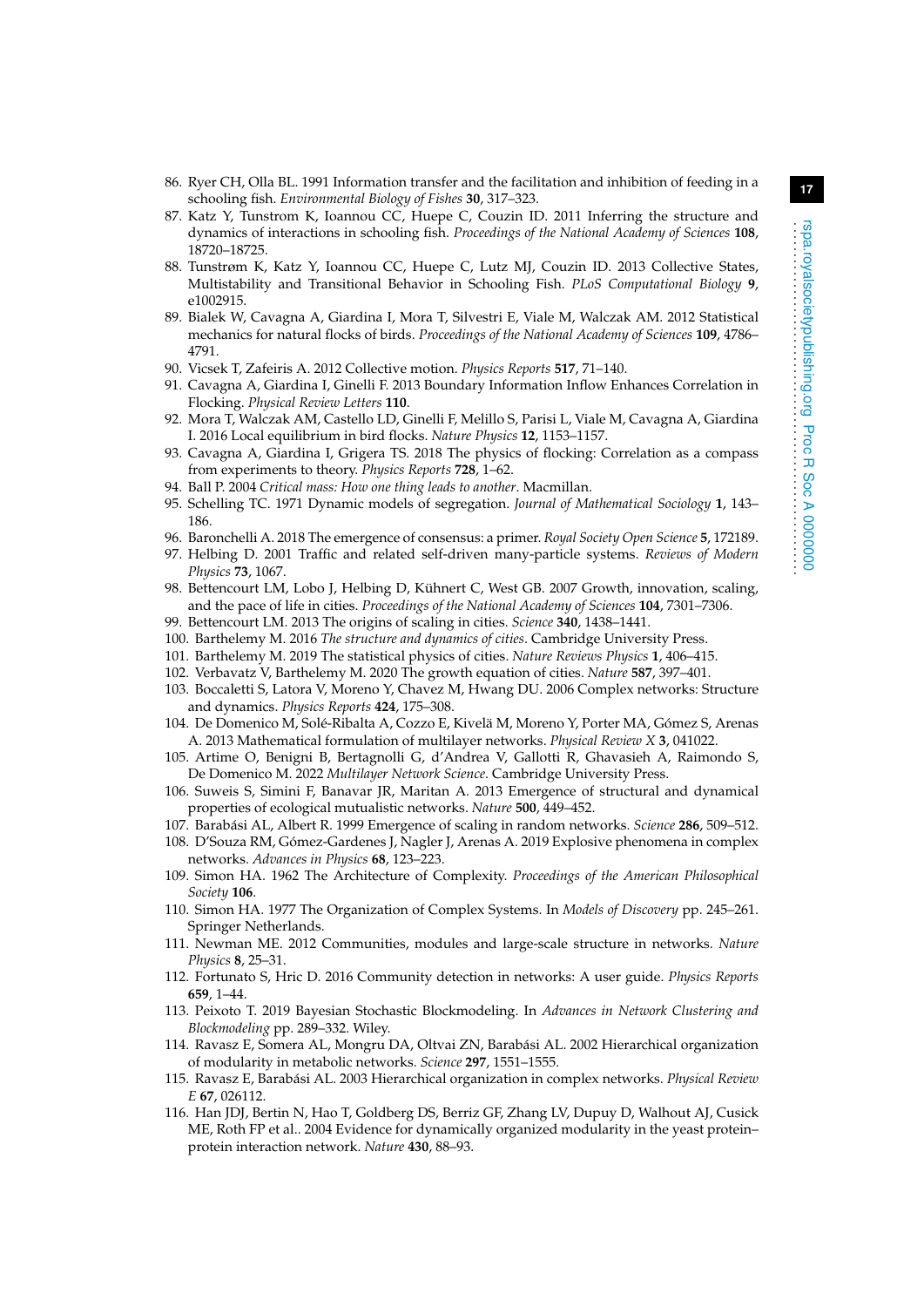86. Ryer CH, Olla BL. 1991 Information transfer and the facilitation and inhibition of feeding in a schooling fish. *Environmental Biology of Fishes* **30**, 317–323.
87. Katz Y, Tunstrom K, Ioannou CC, Huepe C, Couzin ID. 2011 Inferring the structure and dynamics of interactions in schooling fish. *Proceedings of the National Academy of Sciences* **108**, 18720–18725.
88. Tunstrøm K, Katz Y, Ioannou CC, Huepe C, Lutz MJ, Couzin ID. 2013 Collective States, Multistability and Transitional Behavior in Schooling Fish. *PLoS Computational Biology* **9**, e1002915.
89. Bialek W, Cavagna A, Giardina I, Mora T, Silvestri E, Viale M, Walczak AM. 2012 Statistical mechanics for natural flocks of birds. *Proceedings of the National Academy of Sciences* **109**, 4786–4791.
90. Vicsek T, Zafeiris A. 2012 Collective motion. *Physics Reports* **517**, 71–140.
91. Cavagna A, Giardina I, Ginelli F. 2013 Boundary Information Inflow Enhances Correlation in Flocking. *Physical Review Letters* **110**.
92. Mora T, Walczak AM, Castello LD, Ginelli F, Melillo S, Parisi L, Viale M, Cavagna A, Giardina I. 2016 Local equilibrium in bird flocks. *Nature Physics* **12**, 1153–1157.
93. Cavagna A, Giardina I, Grigera TS. 2018 The physics of flocking: Correlation as a compass from experiments to theory. *Physics Reports* **728**, 1–62.
94. Ball P. 2004 *Critical mass: How one thing leads to another*. Macmillan.
95. Schelling TC. 1971 Dynamic models of segregation. *Journal of Mathematical Sociology* **1**, 143–186.
96. Baronchelli A. 2018 The emergence of consensus: a primer. *Royal Society Open Science* **5**, 172189.
97. Helbing D. 2001 Traffic and related self-driven many-particle systems. *Reviews of Modern Physics* **73**, 1067.
98. Bettencourt LM, Lobo J, Helbing D, Kühnert C, West GB. 2007 Growth, innovation, scaling, and the pace of life in cities. *Proceedings of the National Academy of Sciences* **104**, 7301–7306.
99. Bettencourt LM. 2013 The origins of scaling in cities. *Science* **340**, 1438–1441.
100. Barthelemy M. 2016 *The structure and dynamics of cities*. Cambridge University Press.
101. Barthelemy M. 2019 The statistical physics of cities. *Nature Reviews Physics* **1**, 406–415.
102. Verbavatz V, Barthelemy M. 2020 The growth equation of cities. *Nature* **587**, 397–401.
103. Boccaletti S, Latora V, Moreno Y, Chavez M, Hwang DU. 2006 Complex networks: Structure and dynamics. *Physics Reports* **424**, 175–308.
104. De Domenico M, Solé-Ribalta A, Cozzo E, Kivelä M, Moreno Y, Porter MA, Gómez S, Arenas A. 2013 Mathematical formulation of multilayer networks. *Physical Review X* **3**, 041022.
105. Artime O, Benigni B, Bertagnolli G, d'Andrea V, Gallotti R, Ghavasieh A, Raimondo S, De Domenico M. 2022 *Multilayer Network Science*. Cambridge University Press.
106. Suweis S, Simini F, Banavar JR, Maritan A. 2013 Emergence of structural and dynamical properties of ecological mutualistic networks. *Nature* **500**, 449–452.
107. Barabási AL, Albert R. 1999 Emergence of scaling in random networks. *Science* **286**, 509–512.
108. D'Souza RM, Gómez-Gardenes J, Nagler J, Arenas A. 2019 Explosive phenomena in complex networks. *Advances in Physics* **68**, 123–223.
109. Simon HA. 1962 The Architecture of Complexity. *Proceedings of the American Philosophical Society* **106**.
110. Simon HA. 1977 The Organization of Complex Systems. In *Models of Discovery* pp. 245–261. Springer Netherlands.
111. Newman ME. 2012 Communities, modules and large-scale structure in networks. *Nature Physics* **8**, 25–31.
112. Fortunato S, Hric D. 2016 Community detection in networks: A user guide. *Physics Reports* **659**, 1–44.
113. Peixoto T. 2019 Bayesian Stochastic Blockmodeling. In *Advances in Network Clustering and Blockmodeling* pp. 289–332. Wiley.
114. Ravasz E, Somera AL, Mongru DA, Oltvai ZN, Barabási AL. 2002 Hierarchical organization of modularity in metabolic networks. *Science* **297**, 1551–1555.
115. Ravasz E, Barabási AL. 2003 Hierarchical organization in complex networks. *Physical Review E* **67**, 026112.
116. Han JDJ, Bertin N, Hao T, Goldberg DS, Berriz GF, Zhang LV, Dupuy D, Walhout AJ, Cusick ME, Roth FP et al.. 2004 Evidence for dynamically organized modularity in the yeast protein–protein interaction network. *Nature* **430**, 88–93.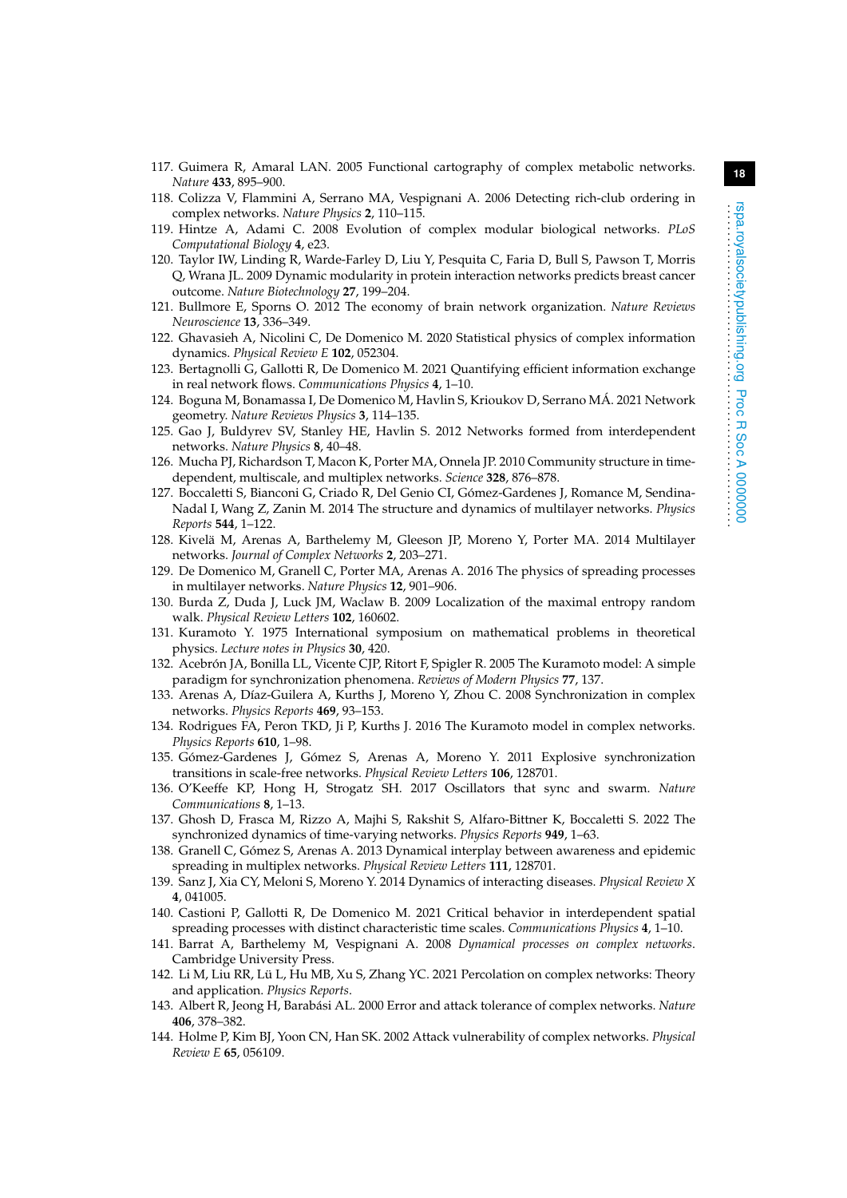117. Guimera R, Amaral LAN. 2005 Functional cartography of complex metabolic networks. *Nature* **433**, 895–900.
118. Colizza V, Flammini A, Serrano MA, Vespignani A. 2006 Detecting rich-club ordering in complex networks. *Nature Physics* **2**, 110–115.
119. Hintze A, Adami C. 2008 Evolution of complex modular biological networks. *PLoS Computational Biology* **4**, e23.
120. Taylor IW, Linding R, Warde-Farley D, Liu Y, Pesquita C, Faria D, Bull S, Pawson T, Morris Q, Wrana JL. 2009 Dynamic modularity in protein interaction networks predicts breast cancer outcome. *Nature Biotechnology* **27**, 199–204.
121. Bullmore E, Sporns O. 2012 The economy of brain network organization. *Nature Reviews Neuroscience* **13**, 336–349.
122. Ghavasieh A, Nicolini C, De Domenico M. 2020 Statistical physics of complex information dynamics. *Physical Review E* **102**, 052304.
123. Bertagnolli G, Gallotti R, De Domenico M. 2021 Quantifying efficient information exchange in real network flows. *Communications Physics* **4**, 1–10.
124. Boguna M, Bonamassa I, De Domenico M, Havlin S, Krioukov D, Serrano MÁ. 2021 Network geometry. *Nature Reviews Physics* **3**, 114–135.
125. Gao J, Buldyrev SV, Stanley HE, Havlin S. 2012 Networks formed from interdependent networks. *Nature Physics* **8**, 40–48.
126. Mucha PJ, Richardson T, Macon K, Porter MA, Onnela JP. 2010 Community structure in time-dependent, multiscale, and multiplex networks. *Science* **328**, 876–878.
127. Boccaletti S, Bianconi G, Criado R, Del Genio CI, Gómez-Gardenes J, Romance M, Sendina-Nadal I, Wang Z, Zanin M. 2014 The structure and dynamics of multilayer networks. *Physics Reports* **544**, 1–122.
128. Kivelä M, Arenas A, Barthelemy M, Gleeson JP, Moreno Y, Porter MA. 2014 Multilayer networks. *Journal of Complex Networks* **2**, 203–271.
129. De Domenico M, Granell C, Porter MA, Arenas A. 2016 The physics of spreading processes in multilayer networks. *Nature Physics* **12**, 901–906.
130. Burda Z, Duda J, Luck JM, Waclaw B. 2009 Localization of the maximal entropy random walk. *Physical Review Letters* **102**, 160602.
131. Kuramoto Y. 1975 International symposium on mathematical problems in theoretical physics. *Lecture notes in Physics* **30**, 420.
132. Acebrón JA, Bonilla LL, Vicente CJP, Ritort F, Spigler R. 2005 The Kuramoto model: A simple paradigm for synchronization phenomena. *Reviews of Modern Physics* **77**, 137.
133. Arenas A, Díaz-Guilera A, Kurths J, Moreno Y, Zhou C. 2008 Synchronization in complex networks. *Physics Reports* **469**, 93–153.
134. Rodrigues FA, Peron TKD, Ji P, Kurths J. 2016 The Kuramoto model in complex networks. *Physics Reports* **610**, 1–98.
135. Gómez-Gardenes J, Gómez S, Arenas A, Moreno Y. 2011 Explosive synchronization transitions in scale-free networks. *Physical Review Letters* **106**, 128701.
136. O'Keeffe KP, Hong H, Strogatz SH. 2017 Oscillators that sync and swarm. *Nature Communications* **8**, 1–13.
137. Ghosh D, Frasca M, Rizzo A, Majhi S, Rakshit S, Alfaro-Bittner K, Boccaletti S. 2022 The synchronized dynamics of time-varying networks. *Physics Reports* **949**, 1–63.
138. Granell C, Gómez S, Arenas A. 2013 Dynamical interplay between awareness and epidemic spreading in multiplex networks. *Physical Review Letters* **111**, 128701.
139. Sanz J, Xia CY, Meloni S, Moreno Y. 2014 Dynamics of interacting diseases. *Physical Review X* **4**, 041005.
140. Castioni P, Gallotti R, De Domenico M. 2021 Critical behavior in interdependent spatial spreading processes with distinct characteristic time scales. *Communications Physics* **4**, 1–10.
141. Barrat A, Barthelemy M, Vespignani A. 2008 *Dynamical processes on complex networks*. Cambridge University Press.
142. Li M, Liu RR, Lü L, Hu MB, Xu S, Zhang YC. 2021 Percolation on complex networks: Theory and application. *Physics Reports*.
143. Albert R, Jeong H, Barabási AL. 2000 Error and attack tolerance of complex networks. *Nature* **406**, 378–382.
144. Holme P, Kim BJ, Yoon CN, Han SK. 2002 Attack vulnerability of complex networks. *Physical Review E* **65**, 056109.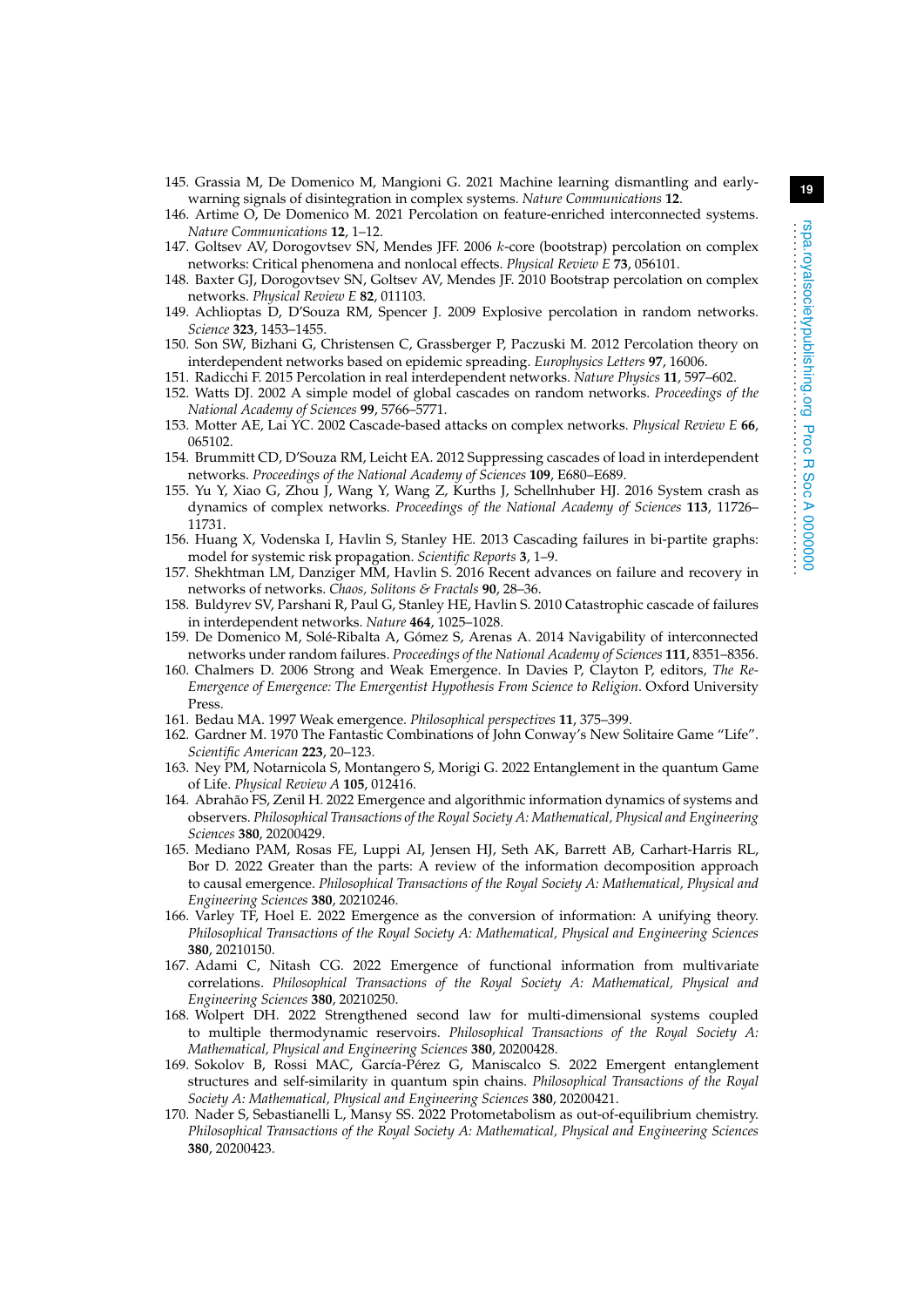145. Grassia M, De Domenico M, Mangioni G. 2021 Machine learning dismantling and early-warning signals of disintegration in complex systems. *Nature Communications* **12**.
146. Artime O, De Domenico M. 2021 Percolation on feature-enriched interconnected systems. *Nature Communications* **12**, 1–12.
147. Goltsev AV, Dorogovtsev SN, Mendes JFF. 2006 $k$-core (bootstrap) percolation on complex networks: Critical phenomena and nonlocal effects. *Physical Review E* **73**, 056101.
148. Baxter GJ, Dorogovtsev SN, Goltsev AV, Mendes JF. 2010 Bootstrap percolation on complex networks. *Physical Review E* **82**, 011103.
149. Achlioptas D, D'Souza RM, Spencer J. 2009 Explosive percolation in random networks. *Science* **323**, 1453–1455.
150. Son SW, Bizhani G, Christensen C, Grassberger P, Paczuski M. 2012 Percolation theory on interdependent networks based on epidemic spreading. *Europhysics Letters* **97**, 16006.
151. Radicchi F. 2015 Percolation in real interdependent networks. *Nature Physics* **11**, 597–602.
152. Watts DJ. 2002 A simple model of global cascades on random networks. *Proceedings of the National Academy of Sciences* **99**, 5766–5771.
153. Motter AE, Lai YC. 2002 Cascade-based attacks on complex networks. *Physical Review E* **66**, 065102.
154. Brummitt CD, D'Souza RM, Leicht EA. 2012 Suppressing cascades of load in interdependent networks. *Proceedings of the National Academy of Sciences* **109**, E680–E689.
155. Yu Y, Xiao G, Zhou J, Wang Y, Wang Z, Kurths J, Schellnhuber HJ. 2016 System crash as dynamics of complex networks. *Proceedings of the National Academy of Sciences* **113**, 11726–11731.
156. Huang X, Vodenska I, Havlin S, Stanley HE. 2013 Cascading failures in bi-partite graphs: model for systemic risk propagation. *Scientific Reports* **3**, 1–9.
157. Shekhtman LM, Danziger MM, Havlin S. 2016 Recent advances on failure and recovery in networks of networks. *Chaos, Solitons & Fractals* **90**, 28–36.
158. Buldyrev SV, Parshani R, Paul G, Stanley HE, Havlin S. 2010 Catastrophic cascade of failures in interdependent networks. *Nature* **464**, 1025–1028.
159. De Domenico M, Solé-Ribalta A, Gómez S, Arenas A. 2014 Navigability of interconnected networks under random failures. *Proceedings of the National Academy of Sciences* **111**, 8351–8356.
160. Chalmers D. 2006 Strong and Weak Emergence. In Davies P, Clayton P, editors, *The Re-Emergence of Emergence: The Emergentist Hypothesis From Science to Religion*. Oxford University Press.
161. Bedau MA. 1997 Weak emergence. *Philosophical perspectives* **11**, 375–399.
162. Gardner M. 1970 The Fantastic Combinations of John Conway's New Solitaire Game "Life". *Scientific American* **223**, 20–123.
163. Ney PM, Notarnicola S, Montangero S, Morigi G. 2022 Entanglement in the quantum Game of Life. *Physical Review A* **105**, 012416.
164. Abrahão FS, Zenil H. 2022 Emergence and algorithmic information dynamics of systems and observers. *Philosophical Transactions of the Royal Society A: Mathematical, Physical and Engineering Sciences* **380**, 20200429.
165. Mediano PAM, Rosas FE, Luppi AI, Jensen HJ, Seth AK, Barrett AB, Carhart-Harris RL, Bor D. 2022 Greater than the parts: A review of the information decomposition approach to causal emergence. *Philosophical Transactions of the Royal Society A: Mathematical, Physical and Engineering Sciences* **380**, 20210246.
166. Varley TF, Hoel E. 2022 Emergence as the conversion of information: A unifying theory. *Philosophical Transactions of the Royal Society A: Mathematical, Physical and Engineering Sciences* **380**, 20210150.
167. Adami C, Nitash CG. 2022 Emergence of functional information from multivariate correlations. *Philosophical Transactions of the Royal Society A: Mathematical, Physical and Engineering Sciences* **380**, 20210250.
168. Wolpert DH. 2022 Strengthened second law for multi-dimensional systems coupled to multiple thermodynamic reservoirs. *Philosophical Transactions of the Royal Society A: Mathematical, Physical and Engineering Sciences* **380**, 20200428.
169. Sokolov B, Rossi MAC, García-Pérez G, Maniscalco S. 2022 Emergent entanglement structures and self-similarity in quantum spin chains. *Philosophical Transactions of the Royal Society A: Mathematical, Physical and Engineering Sciences* **380**, 20200421.
170. Nader S, Sebastianelli L, Mansy SS. 2022 Protometabolism as out-of-equilibrium chemistry. *Philosophical Transactions of the Royal Society A: Mathematical, Physical and Engineering Sciences* **380**, 20200423.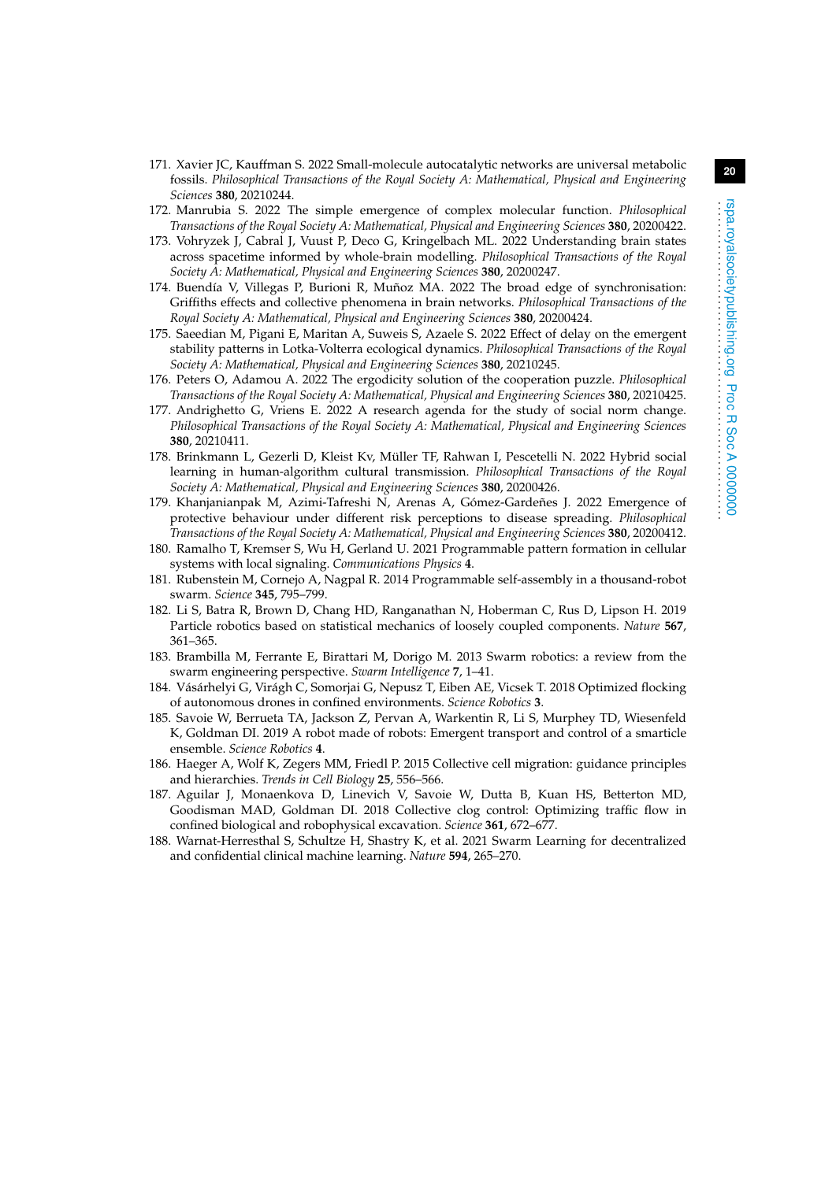171. Xavier JC, Kauffman S. 2022 Small-molecule autocatalytic networks are universal metabolic fossils. *Philosophical Transactions of the Royal Society A: Mathematical, Physical and Engineering Sciences* **380**, 20210244.
172. Manrubia S. 2022 The simple emergence of complex molecular function. *Philosophical Transactions of the Royal Society A: Mathematical, Physical and Engineering Sciences* **380**, 20200422.
173. Vohryzek J, Cabral J, Vuust P, Deco G, Kringelbach ML. 2022 Understanding brain states across spacetime informed by whole-brain modelling. *Philosophical Transactions of the Royal Society A: Mathematical, Physical and Engineering Sciences* **380**, 20200247.
174. Buendía V, Villegas P, Burioni R, Muñoz MA. 2022 The broad edge of synchronisation: Griffiths effects and collective phenomena in brain networks. *Philosophical Transactions of the Royal Society A: Mathematical, Physical and Engineering Sciences* **380**, 20200424.
175. Saeedian M, Pigani E, Maritan A, Suweis S, Azaele S. 2022 Effect of delay on the emergent stability patterns in Lotka-Volterra ecological dynamics. *Philosophical Transactions of the Royal Society A: Mathematical, Physical and Engineering Sciences* **380**, 20210245.
176. Peters O, Adamou A. 2022 The ergodicity solution of the cooperation puzzle. *Philosophical Transactions of the Royal Society A: Mathematical, Physical and Engineering Sciences* **380**, 20210425.
177. Andrighetto G, Vriens E. 2022 A research agenda for the study of social norm change. *Philosophical Transactions of the Royal Society A: Mathematical, Physical and Engineering Sciences* **380**, 20210411.
178. Brinkmann L, Gezerli D, Kleist Kv, Müller TF, Rahwan I, Pescetelli N. 2022 Hybrid social learning in human-algorithm cultural transmission. *Philosophical Transactions of the Royal Society A: Mathematical, Physical and Engineering Sciences* **380**, 20200426.
179. Khanjanianpak M, Azimi-Tafreshi N, Arenas A, Gómez-Gardeñes J. 2022 Emergence of protective behaviour under different risk perceptions to disease spreading. *Philosophical Transactions of the Royal Society A: Mathematical, Physical and Engineering Sciences* **380**, 20200412.
180. Ramalho T, Kremser S, Wu H, Gerland U. 2021 Programmable pattern formation in cellular systems with local signaling. *Communications Physics* **4**.
181. Rubenstein M, Cornejo A, Nagpal R. 2014 Programmable self-assembly in a thousand-robot swarm. *Science* **345**, 795–799.
182. Li S, Batra R, Brown D, Chang HD, Ranganathan N, Hoberman C, Rus D, Lipson H. 2019 Particle robotics based on statistical mechanics of loosely coupled components. *Nature* **567**, 361–365.
183. Brambilla M, Ferrante E, Birattari M, Dorigo M. 2013 Swarm robotics: a review from the swarm engineering perspective. *Swarm Intelligence* **7**, 1–41.
184. Vásárhelyi G, Virágh C, Somorjai G, Nepusz T, Eiben AE, Vicsek T. 2018 Optimized flocking of autonomous drones in confined environments. *Science Robotics* **3**.
185. Savoie W, Berrueta TA, Jackson Z, Pervan A, Warkentin R, Li S, Murphey TD, Wiesenfeld K, Goldman DI. 2019 A robot made of robots: Emergent transport and control of a smarticle ensemble. *Science Robotics* **4**.
186. Haeger A, Wolf K, Zegers MM, Friedl P. 2015 Collective cell migration: guidance principles and hierarchies. *Trends in Cell Biology* **25**, 556–566.
187. Aguilar J, Monaenkova D, Linevich V, Savoie W, Dutta B, Kuan HS, Betterton MD, Goodisman MAD, Goldman DI. 2018 Collective clog control: Optimizing traffic flow in confined biological and robophysical excavation. *Science* **361**, 672–677.
188. Warnat-Herresthal S, Schultze H, Shastry K, et al. 2021 Swarm Learning for decentralized and confidential clinical machine learning. *Nature* **594**, 265–270.